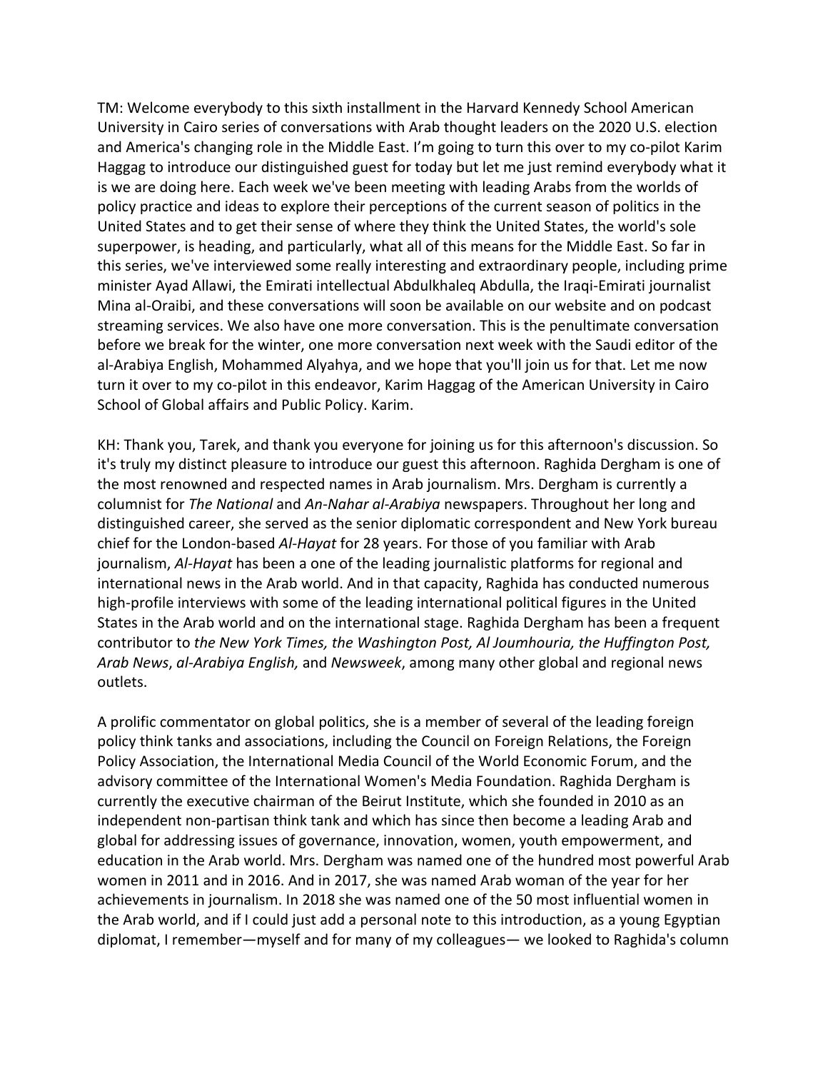TM: Welcome everybody to this sixth installment in the Harvard Kennedy School American University in Cairo series of conversations with Arab thought leaders on the 2020 U.S. election and America's changing role in the Middle East. I'm going to turn this over to my co-pilot Karim Haggag to introduce our distinguished guest for today but let me just remind everybody what it is we are doing here. Each week we've been meeting with leading Arabs from the worlds of policy practice and ideas to explore their perceptions of the current season of politics in the United States and to get their sense of where they think the United States, the world's sole superpower, is heading, and particularly, what all of this means for the Middle East. So far in this series, we've interviewed some really interesting and extraordinary people, including prime minister Ayad Allawi, the Emirati intellectual Abdulkhaleq Abdulla, the Iraqi-Emirati journalist Mina al-Oraibi, and these conversations will soon be available on our website and on podcast streaming services. We also have one more conversation. This is the penultimate conversation before we break for the winter, one more conversation next week with the Saudi editor of the al-Arabiya English, Mohammed Alyahya, and we hope that you'll join us for that. Let me now turn it over to my co-pilot in this endeavor, Karim Haggag of the American University in Cairo School of Global affairs and Public Policy. Karim.

KH: Thank you, Tarek, and thank you everyone for joining us for this afternoon's discussion. So it's truly my distinct pleasure to introduce our guest this afternoon. Raghida Dergham is one of the most renowned and respected names in Arab journalism. Mrs. Dergham is currently a columnist for *The National* and *An-Nahar al-Arabiya* newspapers. Throughout her long and distinguished career, she served as the senior diplomatic correspondent and New York bureau chief for the London-based *Al-Hayat* for 28 years. For those of you familiar with Arab journalism, *Al-Hayat* has been a one of the leading journalistic platforms for regional and international news in the Arab world. And in that capacity, Raghida has conducted numerous high-profile interviews with some of the leading international political figures in the United States in the Arab world and on the international stage. Raghida Dergham has been a frequent contributor to *the New York Times, the Washington Post, Al Joumhouria, the Huffington Post, Arab News*, *al-Arabiya English,* and *Newsweek*, among many other global and regional news outlets.

A prolific commentator on global politics, she is a member of several of the leading foreign policy think tanks and associations, including the Council on Foreign Relations, the Foreign Policy Association, the International Media Council of the World Economic Forum, and the advisory committee of the International Women's Media Foundation. Raghida Dergham is currently the executive chairman of the Beirut Institute, which she founded in 2010 as an independent non-partisan think tank and which has since then become a leading Arab and global for addressing issues of governance, innovation, women, youth empowerment, and education in the Arab world. Mrs. Dergham was named one of the hundred most powerful Arab women in 2011 and in 2016. And in 2017, she was named Arab woman of the year for her achievements in journalism. In 2018 she was named one of the 50 most influential women in the Arab world, and if I could just add a personal note to this introduction, as a young Egyptian diplomat, I remember—myself and for many of my colleagues— we looked to Raghida's column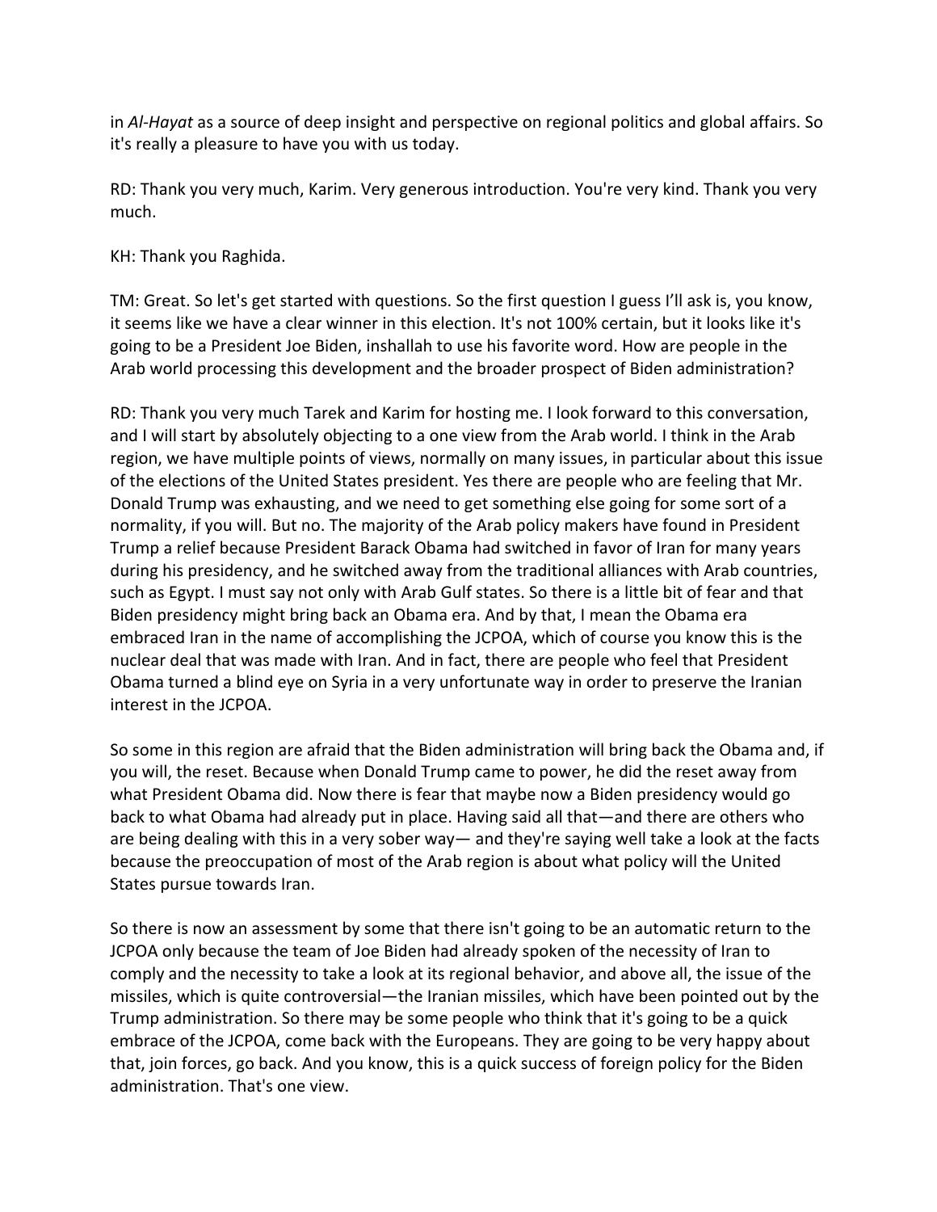in *Al-Hayat* as a source of deep insight and perspective on regional politics and global affairs. So it's really a pleasure to have you with us today.

RD: Thank you very much, Karim. Very generous introduction. You're very kind. Thank you very much.

KH: Thank you Raghida.

TM: Great. So let's get started with questions. So the first question I guess I'll ask is, you know, it seems like we have a clear winner in this election. It's not 100% certain, but it looks like it's going to be a President Joe Biden, inshallah to use his favorite word. How are people in the Arab world processing this development and the broader prospect of Biden administration?

RD: Thank you very much Tarek and Karim for hosting me. I look forward to this conversation, and I will start by absolutely objecting to a one view from the Arab world. I think in the Arab region, we have multiple points of views, normally on many issues, in particular about this issue of the elections of the United States president. Yes there are people who are feeling that Mr. Donald Trump was exhausting, and we need to get something else going for some sort of a normality, if you will. But no. The majority of the Arab policy makers have found in President Trump a relief because President Barack Obama had switched in favor of Iran for many years during his presidency, and he switched away from the traditional alliances with Arab countries, such as Egypt. I must say not only with Arab Gulf states. So there is a little bit of fear and that Biden presidency might bring back an Obama era. And by that, I mean the Obama era embraced Iran in the name of accomplishing the JCPOA, which of course you know this is the nuclear deal that was made with Iran. And in fact, there are people who feel that President Obama turned a blind eye on Syria in a very unfortunate way in order to preserve the Iranian interest in the JCPOA.

So some in this region are afraid that the Biden administration will bring back the Obama and, if you will, the reset. Because when Donald Trump came to power, he did the reset away from what President Obama did. Now there is fear that maybe now a Biden presidency would go back to what Obama had already put in place. Having said all that—and there are others who are being dealing with this in a very sober way— and they're saying well take a look at the facts because the preoccupation of most of the Arab region is about what policy will the United States pursue towards Iran.

So there is now an assessment by some that there isn't going to be an automatic return to the JCPOA only because the team of Joe Biden had already spoken of the necessity of Iran to comply and the necessity to take a look at its regional behavior, and above all, the issue of the missiles, which is quite controversial—the Iranian missiles, which have been pointed out by the Trump administration. So there may be some people who think that it's going to be a quick embrace of the JCPOA, come back with the Europeans. They are going to be very happy about that, join forces, go back. And you know, this is a quick success of foreign policy for the Biden administration. That's one view.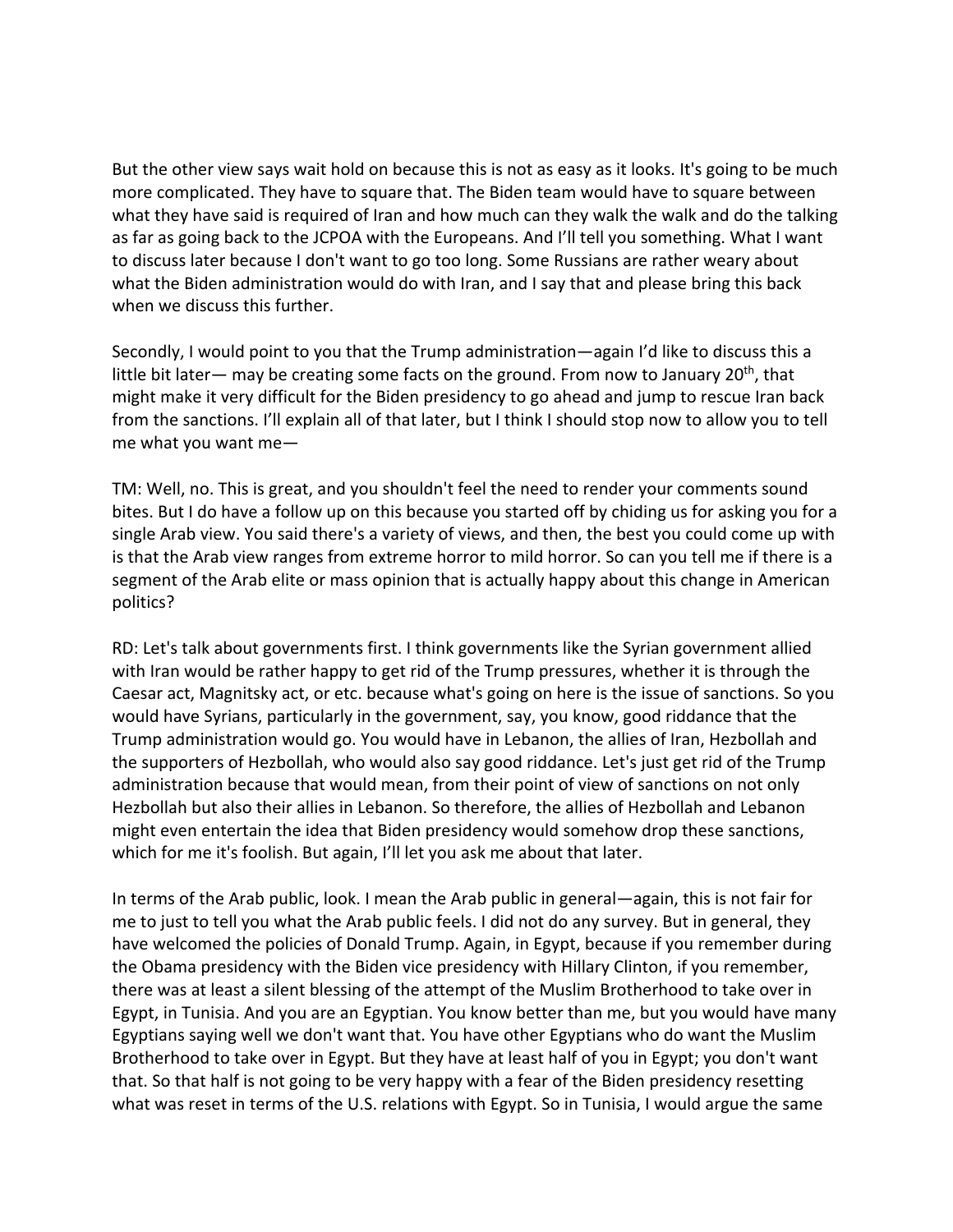But the other view says wait hold on because this is not as easy as it looks. It's going to be much more complicated. They have to square that. The Biden team would have to square between what they have said is required of Iran and how much can they walk the walk and do the talking as far as going back to the JCPOA with the Europeans. And I'll tell you something. What I want to discuss later because I don't want to go too long. Some Russians are rather weary about what the Biden administration would do with Iran, and I say that and please bring this back when we discuss this further.

Secondly, I would point to you that the Trump administration—again I'd like to discuss this a little bit later— may be creating some facts on the ground. From now to January 20th, that might make it very difficult for the Biden presidency to go ahead and jump to rescue Iran back from the sanctions. I'll explain all of that later, but I think I should stop now to allow you to tell me what you want me—

TM: Well, no. This is great, and you shouldn't feel the need to render your comments sound bites. But I do have a follow up on this because you started off by chiding us for asking you for a single Arab view. You said there's a variety of views, and then, the best you could come up with is that the Arab view ranges from extreme horror to mild horror. So can you tell me if there is a segment of the Arab elite or mass opinion that is actually happy about this change in American politics?

RD: Let's talk about governments first. I think governments like the Syrian government allied with Iran would be rather happy to get rid of the Trump pressures, whether it is through the Caesar act, Magnitsky act, or etc. because what's going on here is the issue of sanctions. So you would have Syrians, particularly in the government, say, you know, good riddance that the Trump administration would go. You would have in Lebanon, the allies of Iran, Hezbollah and the supporters of Hezbollah, who would also say good riddance. Let's just get rid of the Trump administration because that would mean, from their point of view of sanctions on not only Hezbollah but also their allies in Lebanon. So therefore, the allies of Hezbollah and Lebanon might even entertain the idea that Biden presidency would somehow drop these sanctions, which for me it's foolish. But again, I'll let you ask me about that later.

In terms of the Arab public, look. I mean the Arab public in general—again, this is not fair for me to just to tell you what the Arab public feels. I did not do any survey. But in general, they have welcomed the policies of Donald Trump. Again, in Egypt, because if you remember during the Obama presidency with the Biden vice presidency with Hillary Clinton, if you remember, there was at least a silent blessing of the attempt of the Muslim Brotherhood to take over in Egypt, in Tunisia. And you are an Egyptian. You know better than me, but you would have many Egyptians saying well we don't want that. You have other Egyptians who do want the Muslim Brotherhood to take over in Egypt. But they have at least half of you in Egypt; you don't want that. So that half is not going to be very happy with a fear of the Biden presidency resetting what was reset in terms of the U.S. relations with Egypt. So in Tunisia, I would argue the same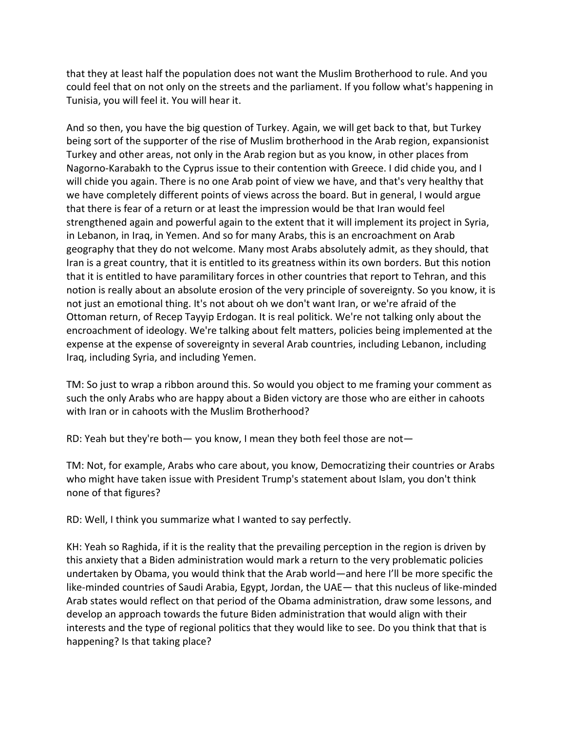that they at least half the population does not want the Muslim Brotherhood to rule. And you could feel that on not only on the streets and the parliament. If you follow what's happening in Tunisia, you will feel it. You will hear it.

And so then, you have the big question of Turkey. Again, we will get back to that, but Turkey being sort of the supporter of the rise of Muslim brotherhood in the Arab region, expansionist Turkey and other areas, not only in the Arab region but as you know, in other places from Nagorno-Karabakh to the Cyprus issue to their contention with Greece. I did chide you, and I will chide you again. There is no one Arab point of view we have, and that's very healthy that we have completely different points of views across the board. But in general, I would argue that there is fear of a return or at least the impression would be that Iran would feel strengthened again and powerful again to the extent that it will implement its project in Syria, in Lebanon, in Iraq, in Yemen. And so for many Arabs, this is an encroachment on Arab geography that they do not welcome. Many most Arabs absolutely admit, as they should, that Iran is a great country, that it is entitled to its greatness within its own borders. But this notion that it is entitled to have paramilitary forces in other countries that report to Tehran, and this notion is really about an absolute erosion of the very principle of sovereignty. So you know, it is not just an emotional thing. It's not about oh we don't want Iran, or we're afraid of the Ottoman return, of Recep Tayyip Erdogan. It is real politick. We're not talking only about the encroachment of ideology. We're talking about felt matters, policies being implemented at the expense at the expense of sovereignty in several Arab countries, including Lebanon, including Iraq, including Syria, and including Yemen.

TM: So just to wrap a ribbon around this. So would you object to me framing your comment as such the only Arabs who are happy about a Biden victory are those who are either in cahoots with Iran or in cahoots with the Muslim Brotherhood?

RD: Yeah but they're both— you know, I mean they both feel those are not—

TM: Not, for example, Arabs who care about, you know, Democratizing their countries or Arabs who might have taken issue with President Trump's statement about Islam, you don't think none of that figures?

RD: Well, I think you summarize what I wanted to say perfectly.

KH: Yeah so Raghida, if it is the reality that the prevailing perception in the region is driven by this anxiety that a Biden administration would mark a return to the very problematic policies undertaken by Obama, you would think that the Arab world—and here I'll be more specific the like-minded countries of Saudi Arabia, Egypt, Jordan, the UAE— that this nucleus of like-minded Arab states would reflect on that period of the Obama administration, draw some lessons, and develop an approach towards the future Biden administration that would align with their interests and the type of regional politics that they would like to see. Do you think that that is happening? Is that taking place?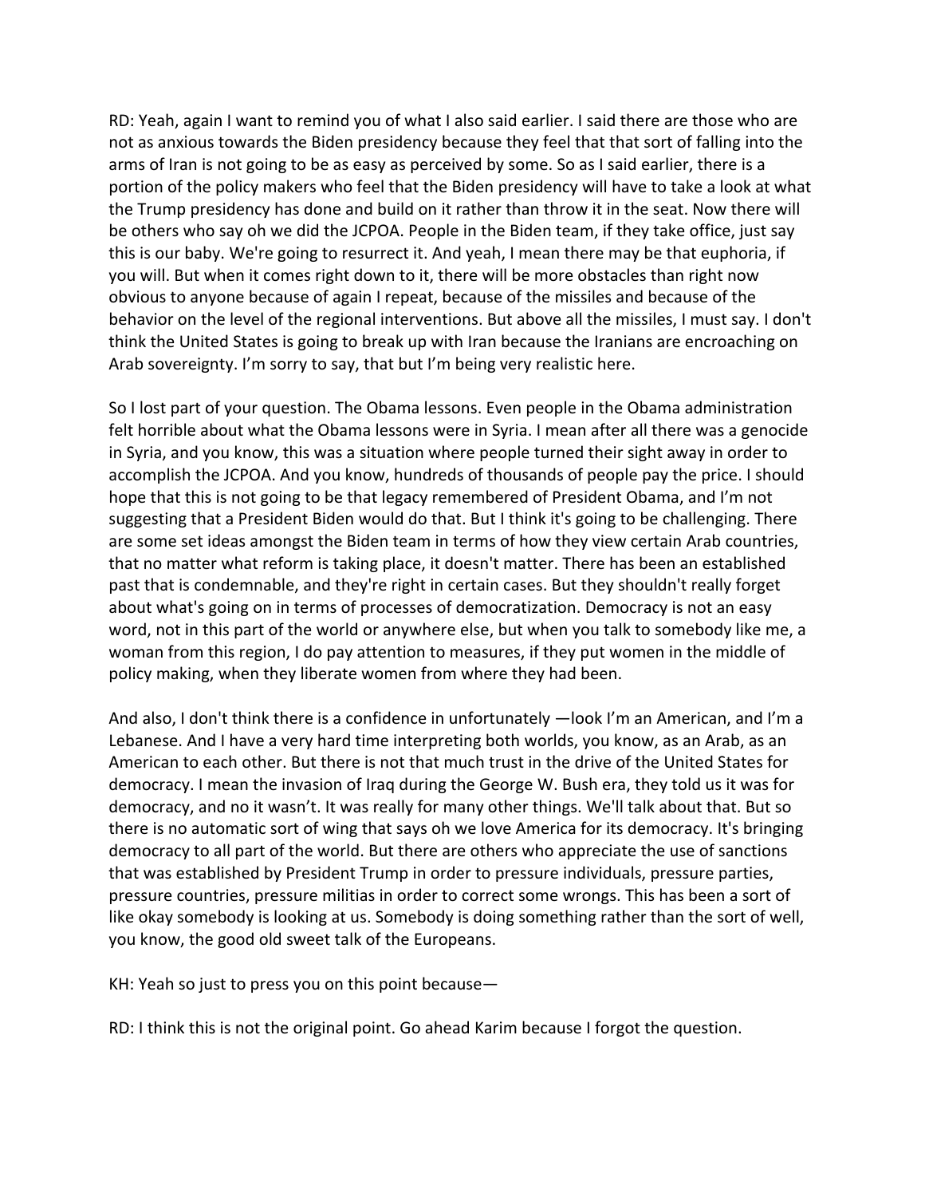RD: Yeah, again I want to remind you of what I also said earlier. I said there are those who are not as anxious towards the Biden presidency because they feel that that sort of falling into the arms of Iran is not going to be as easy as perceived by some. So as I said earlier, there is a portion of the policy makers who feel that the Biden presidency will have to take a look at what the Trump presidency has done and build on it rather than throw it in the seat. Now there will be others who say oh we did the JCPOA. People in the Biden team, if they take office, just say this is our baby. We're going to resurrect it. And yeah, I mean there may be that euphoria, if you will. But when it comes right down to it, there will be more obstacles than right now obvious to anyone because of again I repeat, because of the missiles and because of the behavior on the level of the regional interventions. But above all the missiles, I must say. I don't think the United States is going to break up with Iran because the Iranians are encroaching on Arab sovereignty. I'm sorry to say, that but I'm being very realistic here.

So I lost part of your question. The Obama lessons. Even people in the Obama administration felt horrible about what the Obama lessons were in Syria. I mean after all there was a genocide in Syria, and you know, this was a situation where people turned their sight away in order to accomplish the JCPOA. And you know, hundreds of thousands of people pay the price. I should hope that this is not going to be that legacy remembered of President Obama, and I'm not suggesting that a President Biden would do that. But I think it's going to be challenging. There are some set ideas amongst the Biden team in terms of how they view certain Arab countries, that no matter what reform is taking place, it doesn't matter. There has been an established past that is condemnable, and they're right in certain cases. But they shouldn't really forget about what's going on in terms of processes of democratization. Democracy is not an easy word, not in this part of the world or anywhere else, but when you talk to somebody like me, a woman from this region, I do pay attention to measures, if they put women in the middle of policy making, when they liberate women from where they had been.

And also, I don't think there is a confidence in unfortunately —look I'm an American, and I'm a Lebanese. And I have a very hard time interpreting both worlds, you know, as an Arab, as an American to each other. But there is not that much trust in the drive of the United States for democracy. I mean the invasion of Iraq during the George W. Bush era, they told us it was for democracy, and no it wasn't. It was really for many other things. We'll talk about that. But so there is no automatic sort of wing that says oh we love America for its democracy. It's bringing democracy to all part of the world. But there are others who appreciate the use of sanctions that was established by President Trump in order to pressure individuals, pressure parties, pressure countries, pressure militias in order to correct some wrongs. This has been a sort of like okay somebody is looking at us. Somebody is doing something rather than the sort of well, you know, the good old sweet talk of the Europeans.

KH: Yeah so just to press you on this point because—

RD: I think this is not the original point. Go ahead Karim because I forgot the question.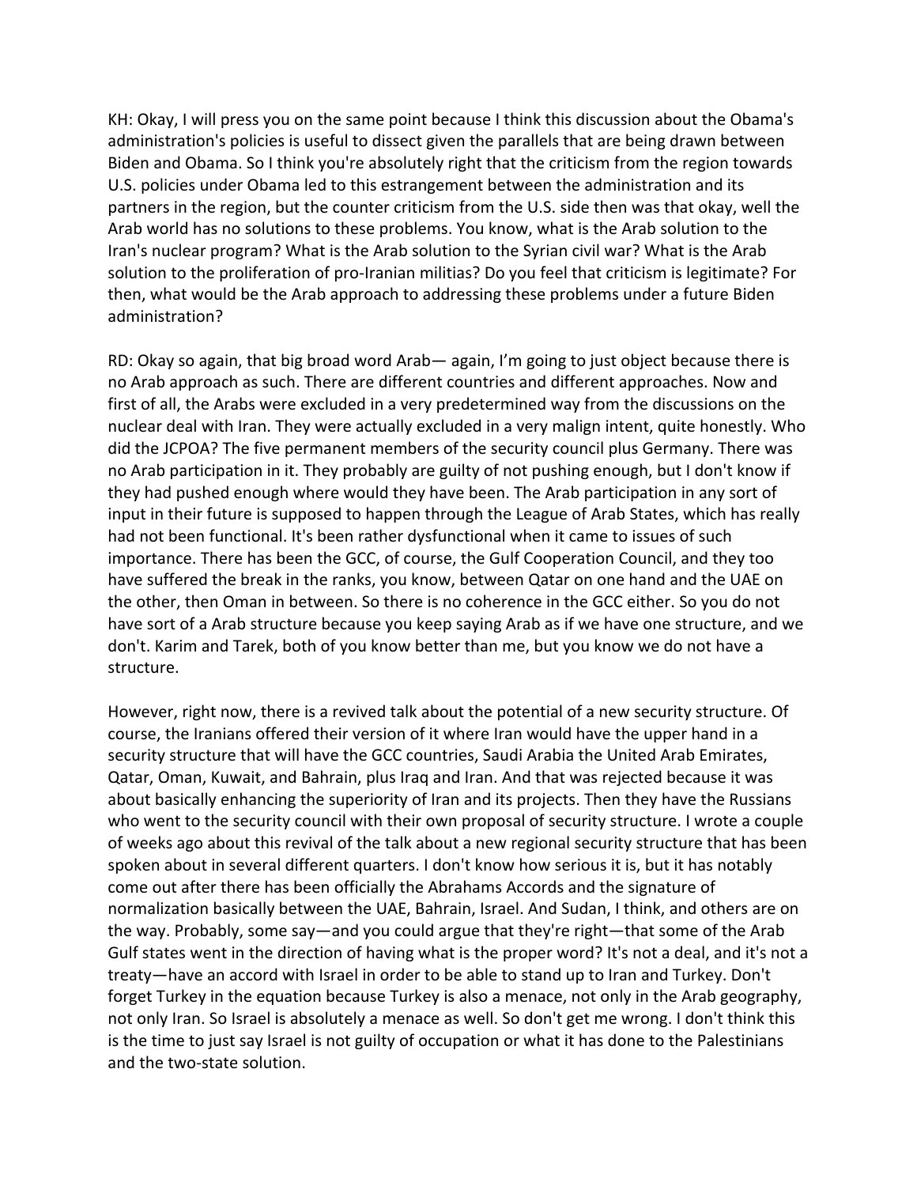KH: Okay, I will press you on the same point because I think this discussion about the Obama's administration's policies is useful to dissect given the parallels that are being drawn between Biden and Obama. So I think you're absolutely right that the criticism from the region towards U.S. policies under Obama led to this estrangement between the administration and its partners in the region, but the counter criticism from the U.S. side then was that okay, well the Arab world has no solutions to these problems. You know, what is the Arab solution to the Iran's nuclear program? What is the Arab solution to the Syrian civil war? What is the Arab solution to the proliferation of pro-Iranian militias? Do you feel that criticism is legitimate? For then, what would be the Arab approach to addressing these problems under a future Biden administration?

RD: Okay so again, that big broad word Arab— again, I'm going to just object because there is no Arab approach as such. There are different countries and different approaches. Now and first of all, the Arabs were excluded in a very predetermined way from the discussions on the nuclear deal with Iran. They were actually excluded in a very malign intent, quite honestly. Who did the JCPOA? The five permanent members of the security council plus Germany. There was no Arab participation in it. They probably are guilty of not pushing enough, but I don't know if they had pushed enough where would they have been. The Arab participation in any sort of input in their future is supposed to happen through the League of Arab States, which has really had not been functional. It's been rather dysfunctional when it came to issues of such importance. There has been the GCC, of course, the Gulf Cooperation Council, and they too have suffered the break in the ranks, you know, between Qatar on one hand and the UAE on the other, then Oman in between. So there is no coherence in the GCC either. So you do not have sort of a Arab structure because you keep saying Arab as if we have one structure, and we don't. Karim and Tarek, both of you know better than me, but you know we do not have a structure.

However, right now, there is a revived talk about the potential of a new security structure. Of course, the Iranians offered their version of it where Iran would have the upper hand in a security structure that will have the GCC countries, Saudi Arabia the United Arab Emirates, Qatar, Oman, Kuwait, and Bahrain, plus Iraq and Iran. And that was rejected because it was about basically enhancing the superiority of Iran and its projects. Then they have the Russians who went to the security council with their own proposal of security structure. I wrote a couple of weeks ago about this revival of the talk about a new regional security structure that has been spoken about in several different quarters. I don't know how serious it is, but it has notably come out after there has been officially the Abrahams Accords and the signature of normalization basically between the UAE, Bahrain, Israel. And Sudan, I think, and others are on the way. Probably, some say—and you could argue that they're right—that some of the Arab Gulf states went in the direction of having what is the proper word? It's not a deal, and it's not a treaty—have an accord with Israel in order to be able to stand up to Iran and Turkey. Don't forget Turkey in the equation because Turkey is also a menace, not only in the Arab geography, not only Iran. So Israel is absolutely a menace as well. So don't get me wrong. I don't think this is the time to just say Israel is not guilty of occupation or what it has done to the Palestinians and the two-state solution.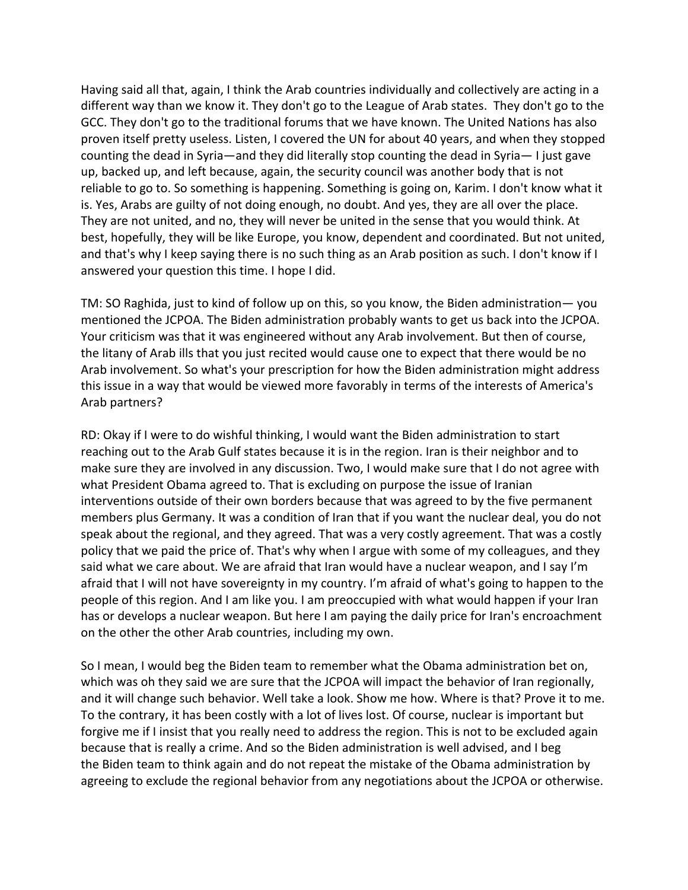Having said all that, again, I think the Arab countries individually and collectively are acting in a different way than we know it. They don't go to the League of Arab states. They don't go to the GCC. They don't go to the traditional forums that we have known. The United Nations has also proven itself pretty useless. Listen, I covered the UN for about 40 years, and when they stopped counting the dead in Syria—and they did literally stop counting the dead in Syria— I just gave up, backed up, and left because, again, the security council was another body that is not reliable to go to. So something is happening. Something is going on, Karim. I don't know what it is. Yes, Arabs are guilty of not doing enough, no doubt. And yes, they are all over the place. They are not united, and no, they will never be united in the sense that you would think. At best, hopefully, they will be like Europe, you know, dependent and coordinated. But not united, and that's why I keep saying there is no such thing as an Arab position as such. I don't know if I answered your question this time. I hope I did.

TM: SO Raghida, just to kind of follow up on this, so you know, the Biden administration— you mentioned the JCPOA. The Biden administration probably wants to get us back into the JCPOA. Your criticism was that it was engineered without any Arab involvement. But then of course, the litany of Arab ills that you just recited would cause one to expect that there would be no Arab involvement. So what's your prescription for how the Biden administration might address this issue in a way that would be viewed more favorably in terms of the interests of America's Arab partners?

RD: Okay if I were to do wishful thinking, I would want the Biden administration to start reaching out to the Arab Gulf states because it is in the region. Iran is their neighbor and to make sure they are involved in any discussion. Two, I would make sure that I do not agree with what President Obama agreed to. That is excluding on purpose the issue of Iranian interventions outside of their own borders because that was agreed to by the five permanent members plus Germany. It was a condition of Iran that if you want the nuclear deal, you do not speak about the regional, and they agreed. That was a very costly agreement. That was a costly policy that we paid the price of. That's why when I argue with some of my colleagues, and they said what we care about. We are afraid that Iran would have a nuclear weapon, and I say I'm afraid that I will not have sovereignty in my country. I'm afraid of what's going to happen to the people of this region. And I am like you. I am preoccupied with what would happen if your Iran has or develops a nuclear weapon. But here I am paying the daily price for Iran's encroachment on the other the other Arab countries, including my own.

So I mean, I would beg the Biden team to remember what the Obama administration bet on, which was oh they said we are sure that the JCPOA will impact the behavior of Iran regionally, and it will change such behavior. Well take a look. Show me how. Where is that? Prove it to me. To the contrary, it has been costly with a lot of lives lost. Of course, nuclear is important but forgive me if I insist that you really need to address the region. This is not to be excluded again because that is really a crime. And so the Biden administration is well advised, and I beg the Biden team to think again and do not repeat the mistake of the Obama administration by agreeing to exclude the regional behavior from any negotiations about the JCPOA or otherwise.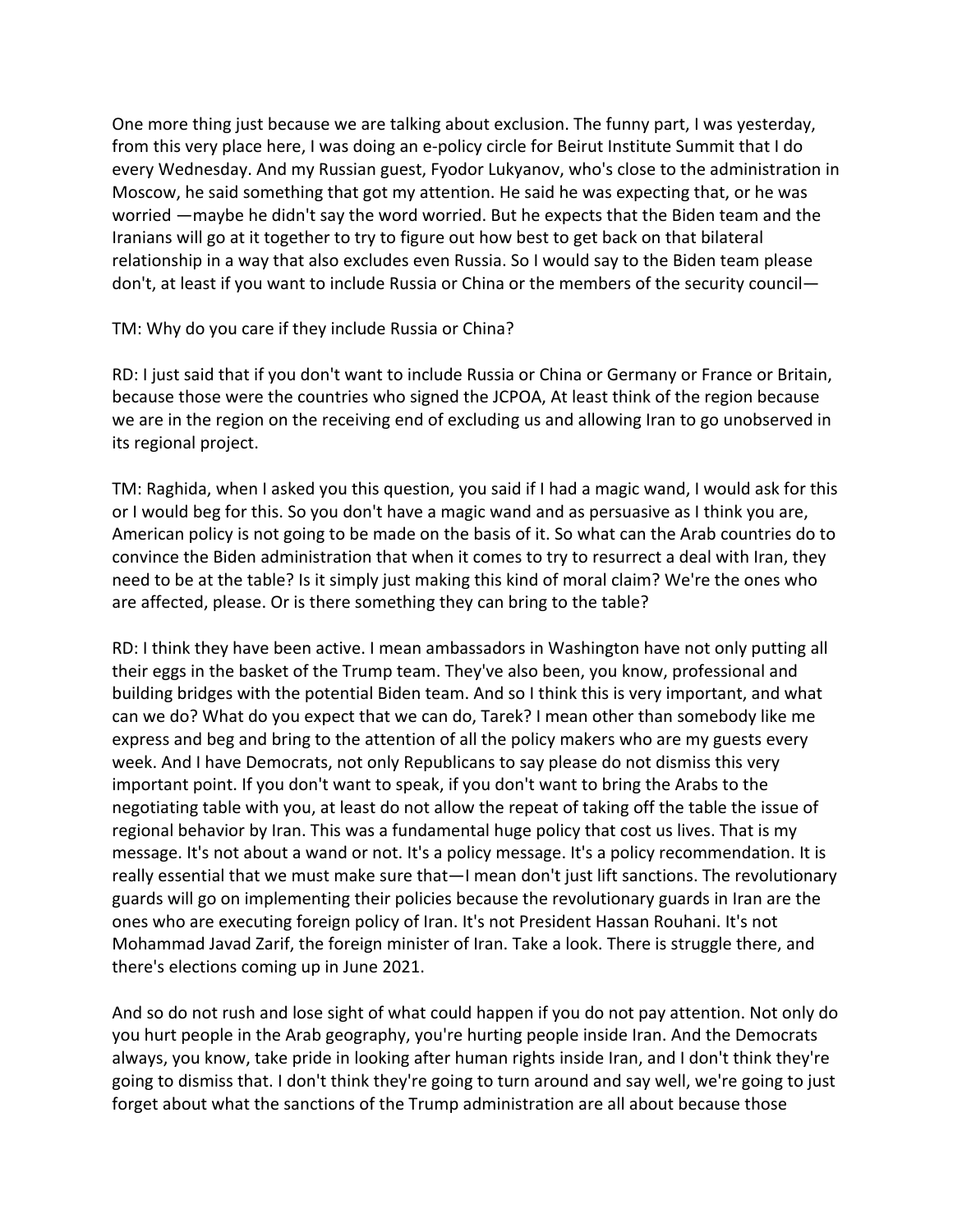One more thing just because we are talking about exclusion. The funny part, I was yesterday, from this very place here, I was doing an e-policy circle for Beirut Institute Summit that I do every Wednesday. And my Russian guest, Fyodor Lukyanov, who's close to the administration in Moscow, he said something that got my attention. He said he was expecting that, or he was worried —maybe he didn't say the word worried. But he expects that the Biden team and the Iranians will go at it together to try to figure out how best to get back on that bilateral relationship in a way that also excludes even Russia. So I would say to the Biden team please don't, at least if you want to include Russia or China or the members of the security council—

TM: Why do you care if they include Russia or China?

RD: I just said that if you don't want to include Russia or China or Germany or France or Britain, because those were the countries who signed the JCPOA, At least think of the region because we are in the region on the receiving end of excluding us and allowing Iran to go unobserved in its regional project.

TM: Raghida, when I asked you this question, you said if I had a magic wand, I would ask for this or I would beg for this. So you don't have a magic wand and as persuasive as I think you are, American policy is not going to be made on the basis of it. So what can the Arab countries do to convince the Biden administration that when it comes to try to resurrect a deal with Iran, they need to be at the table? Is it simply just making this kind of moral claim? We're the ones who are affected, please. Or is there something they can bring to the table?

RD: I think they have been active. I mean ambassadors in Washington have not only putting all their eggs in the basket of the Trump team. They've also been, you know, professional and building bridges with the potential Biden team. And so I think this is very important, and what can we do? What do you expect that we can do, Tarek? I mean other than somebody like me express and beg and bring to the attention of all the policy makers who are my guests every week. And I have Democrats, not only Republicans to say please do not dismiss this very important point. If you don't want to speak, if you don't want to bring the Arabs to the negotiating table with you, at least do not allow the repeat of taking off the table the issue of regional behavior by Iran. This was a fundamental huge policy that cost us lives. That is my message. It's not about a wand or not. It's a policy message. It's a policy recommendation. It is really essential that we must make sure that—I mean don't just lift sanctions. The revolutionary guards will go on implementing their policies because the revolutionary guards in Iran are the ones who are executing foreign policy of Iran. It's not President Hassan Rouhani. It's not Mohammad Javad Zarif, the foreign minister of Iran. Take a look. There is struggle there, and there's elections coming up in June 2021.

And so do not rush and lose sight of what could happen if you do not pay attention. Not only do you hurt people in the Arab geography, you're hurting people inside Iran. And the Democrats always, you know, take pride in looking after human rights inside Iran, and I don't think they're going to dismiss that. I don't think they're going to turn around and say well, we're going to just forget about what the sanctions of the Trump administration are all about because those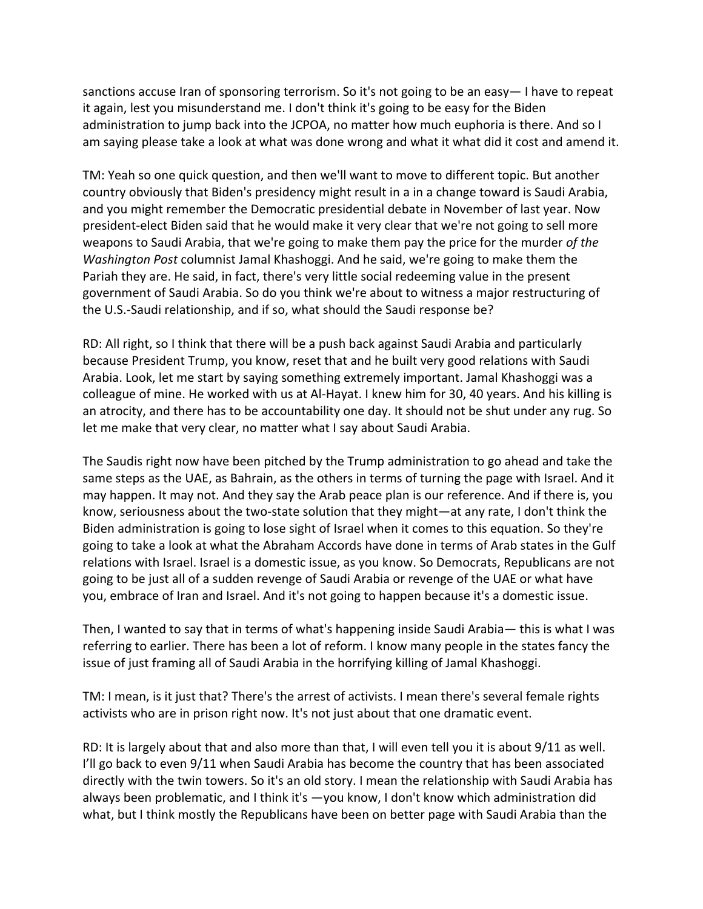sanctions accuse Iran of sponsoring terrorism. So it's not going to be an easy— I have to repeat it again, lest you misunderstand me. I don't think it's going to be easy for the Biden administration to jump back into the JCPOA, no matter how much euphoria is there. And so I am saying please take a look at what was done wrong and what it what did it cost and amend it.

TM: Yeah so one quick question, and then we'll want to move to different topic. But another country obviously that Biden's presidency might result in a in a change toward is Saudi Arabia, and you might remember the Democratic presidential debate in November of last year. Now president-elect Biden said that he would make it very clear that we're not going to sell more weapons to Saudi Arabia, that we're going to make them pay the price for the murder *of the Washington Post* columnist Jamal Khashoggi. And he said, we're going to make them the Pariah they are. He said, in fact, there's very little social redeeming value in the present government of Saudi Arabia. So do you think we're about to witness a major restructuring of the U.S.-Saudi relationship, and if so, what should the Saudi response be?

RD: All right, so I think that there will be a push back against Saudi Arabia and particularly because President Trump, you know, reset that and he built very good relations with Saudi Arabia. Look, let me start by saying something extremely important. Jamal Khashoggi was a colleague of mine. He worked with us at Al-Hayat. I knew him for 30, 40 years. And his killing is an atrocity, and there has to be accountability one day. It should not be shut under any rug. So let me make that very clear, no matter what I say about Saudi Arabia.

The Saudis right now have been pitched by the Trump administration to go ahead and take the same steps as the UAE, as Bahrain, as the others in terms of turning the page with Israel. And it may happen. It may not. And they say the Arab peace plan is our reference. And if there is, you know, seriousness about the two-state solution that they might—at any rate, I don't think the Biden administration is going to lose sight of Israel when it comes to this equation. So they're going to take a look at what the Abraham Accords have done in terms of Arab states in the Gulf relations with Israel. Israel is a domestic issue, as you know. So Democrats, Republicans are not going to be just all of a sudden revenge of Saudi Arabia or revenge of the UAE or what have you, embrace of Iran and Israel. And it's not going to happen because it's a domestic issue.

Then, I wanted to say that in terms of what's happening inside Saudi Arabia— this is what I was referring to earlier. There has been a lot of reform. I know many people in the states fancy the issue of just framing all of Saudi Arabia in the horrifying killing of Jamal Khashoggi.

TM: I mean, is it just that? There's the arrest of activists. I mean there's several female rights activists who are in prison right now. It's not just about that one dramatic event.

RD: It is largely about that and also more than that, I will even tell you it is about 9/11 as well. I'll go back to even 9/11 when Saudi Arabia has become the country that has been associated directly with the twin towers. So it's an old story. I mean the relationship with Saudi Arabia has always been problematic, and I think it's —you know, I don't know which administration did what, but I think mostly the Republicans have been on better page with Saudi Arabia than the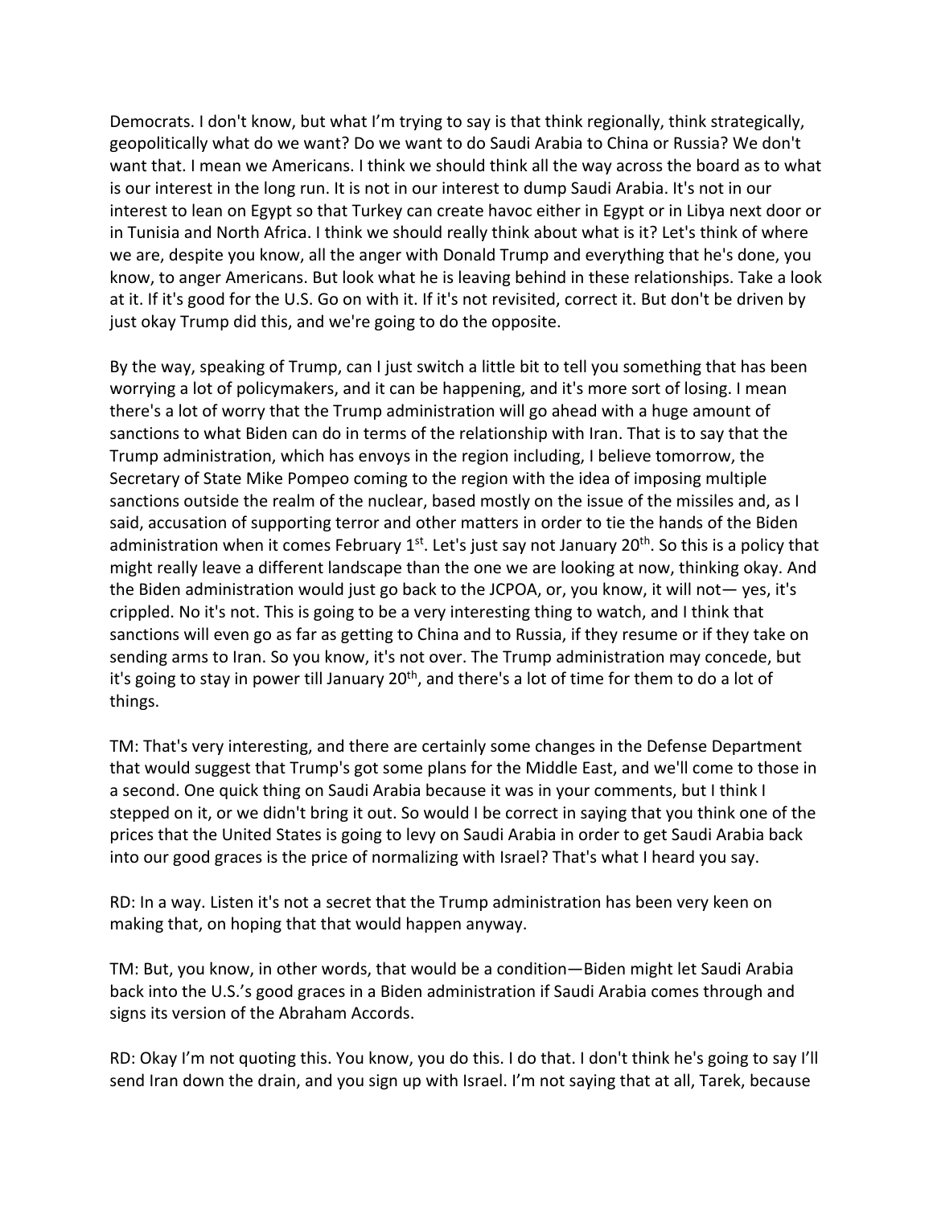Democrats. I don't know, but what I'm trying to say is that think regionally, think strategically, geopolitically what do we want? Do we want to do Saudi Arabia to China or Russia? We don't want that. I mean we Americans. I think we should think all the way across the board as to what is our interest in the long run. It is not in our interest to dump Saudi Arabia. It's not in our interest to lean on Egypt so that Turkey can create havoc either in Egypt or in Libya next door or in Tunisia and North Africa. I think we should really think about what is it? Let's think of where we are, despite you know, all the anger with Donald Trump and everything that he's done, you know, to anger Americans. But look what he is leaving behind in these relationships. Take a look at it. If it's good for the U.S. Go on with it. If it's not revisited, correct it. But don't be driven by just okay Trump did this, and we're going to do the opposite.

By the way, speaking of Trump, can I just switch a little bit to tell you something that has been worrying a lot of policymakers, and it can be happening, and it's more sort of losing. I mean there's a lot of worry that the Trump administration will go ahead with a huge amount of sanctions to what Biden can do in terms of the relationship with Iran. That is to say that the Trump administration, which has envoys in the region including, I believe tomorrow, the Secretary of State Mike Pompeo coming to the region with the idea of imposing multiple sanctions outside the realm of the nuclear, based mostly on the issue of the missiles and, as I said, accusation of supporting terror and other matters in order to tie the hands of the Biden administration when it comes February 1st. Let's just say not January 20th. So this is a policy that might really leave a different landscape than the one we are looking at now, thinking okay. And the Biden administration would just go back to the JCPOA, or, you know, it will not— yes, it's crippled. No it's not. This is going to be a very interesting thing to watch, and I think that sanctions will even go as far as getting to China and to Russia, if they resume or if they take on sending arms to Iran. So you know, it's not over. The Trump administration may concede, but it's going to stay in power till January 20th, and there's a lot of time for them to do a lot of things.

TM: That's very interesting, and there are certainly some changes in the Defense Department that would suggest that Trump's got some plans for the Middle East, and we'll come to those in a second. One quick thing on Saudi Arabia because it was in your comments, but I think I stepped on it, or we didn't bring it out. So would I be correct in saying that you think one of the prices that the United States is going to levy on Saudi Arabia in order to get Saudi Arabia back into our good graces is the price of normalizing with Israel? That's what I heard you say.

RD: In a way. Listen it's not a secret that the Trump administration has been very keen on making that, on hoping that that would happen anyway.

TM: But, you know, in other words, that would be a condition—Biden might let Saudi Arabia back into the U.S.'s good graces in a Biden administration if Saudi Arabia comes through and signs its version of the Abraham Accords.

RD: Okay I'm not quoting this. You know, you do this. I do that. I don't think he's going to say I'll send Iran down the drain, and you sign up with Israel. I'm not saying that at all, Tarek, because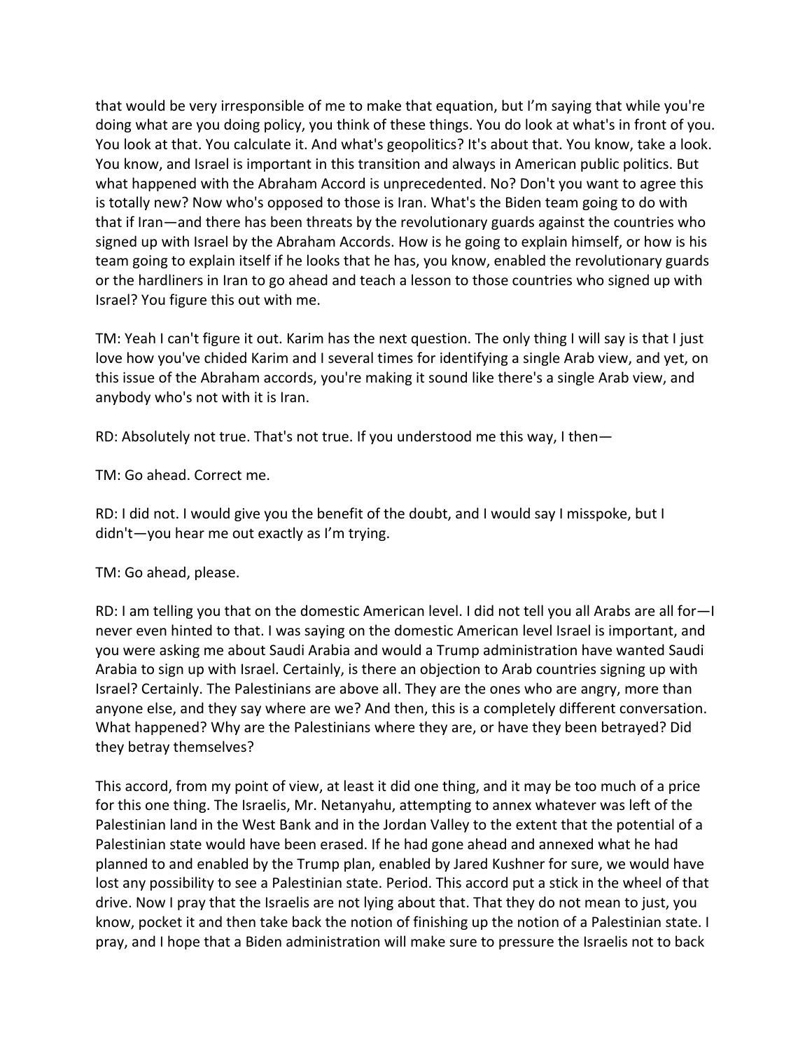that would be very irresponsible of me to make that equation, but I'm saying that while you're doing what are you doing policy, you think of these things. You do look at what's in front of you. You look at that. You calculate it. And what's geopolitics? It's about that. You know, take a look. You know, and Israel is important in this transition and always in American public politics. But what happened with the Abraham Accord is unprecedented. No? Don't you want to agree this is totally new? Now who's opposed to those is Iran. What's the Biden team going to do with that if Iran—and there has been threats by the revolutionary guards against the countries who signed up with Israel by the Abraham Accords. How is he going to explain himself, or how is his team going to explain itself if he looks that he has, you know, enabled the revolutionary guards or the hardliners in Iran to go ahead and teach a lesson to those countries who signed up with Israel? You figure this out with me.

TM: Yeah I can't figure it out. Karim has the next question. The only thing I will say is that I just love how you've chided Karim and I several times for identifying a single Arab view, and yet, on this issue of the Abraham accords, you're making it sound like there's a single Arab view, and anybody who's not with it is Iran.

RD: Absolutely not true. That's not true. If you understood me this way, I then—

TM: Go ahead. Correct me.

RD: I did not. I would give you the benefit of the doubt, and I would say I misspoke, but I didn't—you hear me out exactly as I'm trying.

TM: Go ahead, please.

RD: I am telling you that on the domestic American level. I did not tell you all Arabs are all for—I never even hinted to that. I was saying on the domestic American level Israel is important, and you were asking me about Saudi Arabia and would a Trump administration have wanted Saudi Arabia to sign up with Israel. Certainly, is there an objection to Arab countries signing up with Israel? Certainly. The Palestinians are above all. They are the ones who are angry, more than anyone else, and they say where are we? And then, this is a completely different conversation. What happened? Why are the Palestinians where they are, or have they been betrayed? Did they betray themselves?

This accord, from my point of view, at least it did one thing, and it may be too much of a price for this one thing. The Israelis, Mr. Netanyahu, attempting to annex whatever was left of the Palestinian land in the West Bank and in the Jordan Valley to the extent that the potential of a Palestinian state would have been erased. If he had gone ahead and annexed what he had planned to and enabled by the Trump plan, enabled by Jared Kushner for sure, we would have lost any possibility to see a Palestinian state. Period. This accord put a stick in the wheel of that drive. Now I pray that the Israelis are not lying about that. That they do not mean to just, you know, pocket it and then take back the notion of finishing up the notion of a Palestinian state. I pray, and I hope that a Biden administration will make sure to pressure the Israelis not to back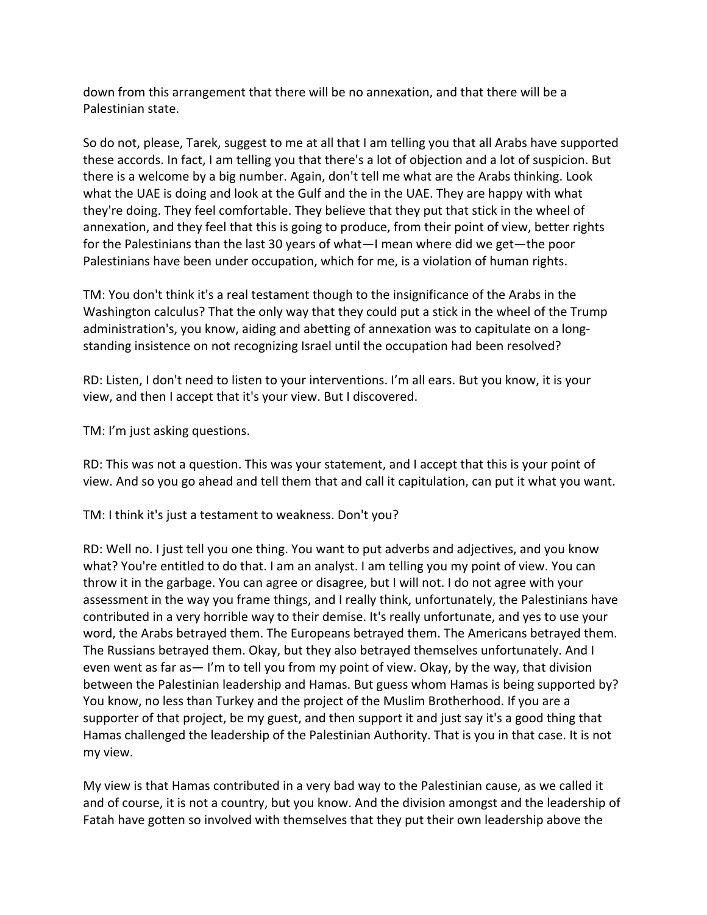down from this arrangement that there will be no annexation, and that there will be a Palestinian state.

So do not, please, Tarek, suggest to me at all that I am telling you that all Arabs have supported these accords. In fact, I am telling you that there's a lot of objection and a lot of suspicion. But there is a welcome by a big number. Again, don't tell me what are the Arabs thinking. Look what the UAE is doing and look at the Gulf and the in the UAE. They are happy with what they're doing. They feel comfortable. They believe that they put that stick in the wheel of annexation, and they feel that this is going to produce, from their point of view, better rights for the Palestinians than the last 30 years of what—I mean where did we get—the poor Palestinians have been under occupation, which for me, is a violation of human rights.

TM: You don't think it's a real testament though to the insignificance of the Arabs in the Washington calculus? That the only way that they could put a stick in the wheel of the Trump administration's, you know, aiding and abetting of annexation was to capitulate on a long-standing insistence on not recognizing Israel until the occupation had been resolved?

RD: Listen, I don't need to listen to your interventions. I'm all ears. But you know, it is your view, and then I accept that it's your view. But I discovered.

TM: I'm just asking questions.

RD: This was not a question. This was your statement, and I accept that this is your point of view. And so you go ahead and tell them that and call it capitulation, can put it what you want.

TM: I think it's just a testament to weakness. Don't you?

RD: Well no. I just tell you one thing. You want to put adverbs and adjectives, and you know what? You're entitled to do that. I am an analyst. I am telling you my point of view. You can throw it in the garbage. You can agree or disagree, but I will not. I do not agree with your assessment in the way you frame things, and I really think, unfortunately, the Palestinians have contributed in a very horrible way to their demise. It's really unfortunate, and yes to use your word, the Arabs betrayed them. The Europeans betrayed them. The Americans betrayed them. The Russians betrayed them. Okay, but they also betrayed themselves unfortunately. And I even went as far as— I'm to tell you from my point of view. Okay, by the way, that division between the Palestinian leadership and Hamas. But guess whom Hamas is being supported by? You know, no less than Turkey and the project of the Muslim Brotherhood. If you are a supporter of that project, be my guest, and then support it and just say it's a good thing that Hamas challenged the leadership of the Palestinian Authority. That is you in that case. It is not my view.

My view is that Hamas contributed in a very bad way to the Palestinian cause, as we called it and of course, it is not a country, but you know. And the division amongst and the leadership of Fatah have gotten so involved with themselves that they put their own leadership above the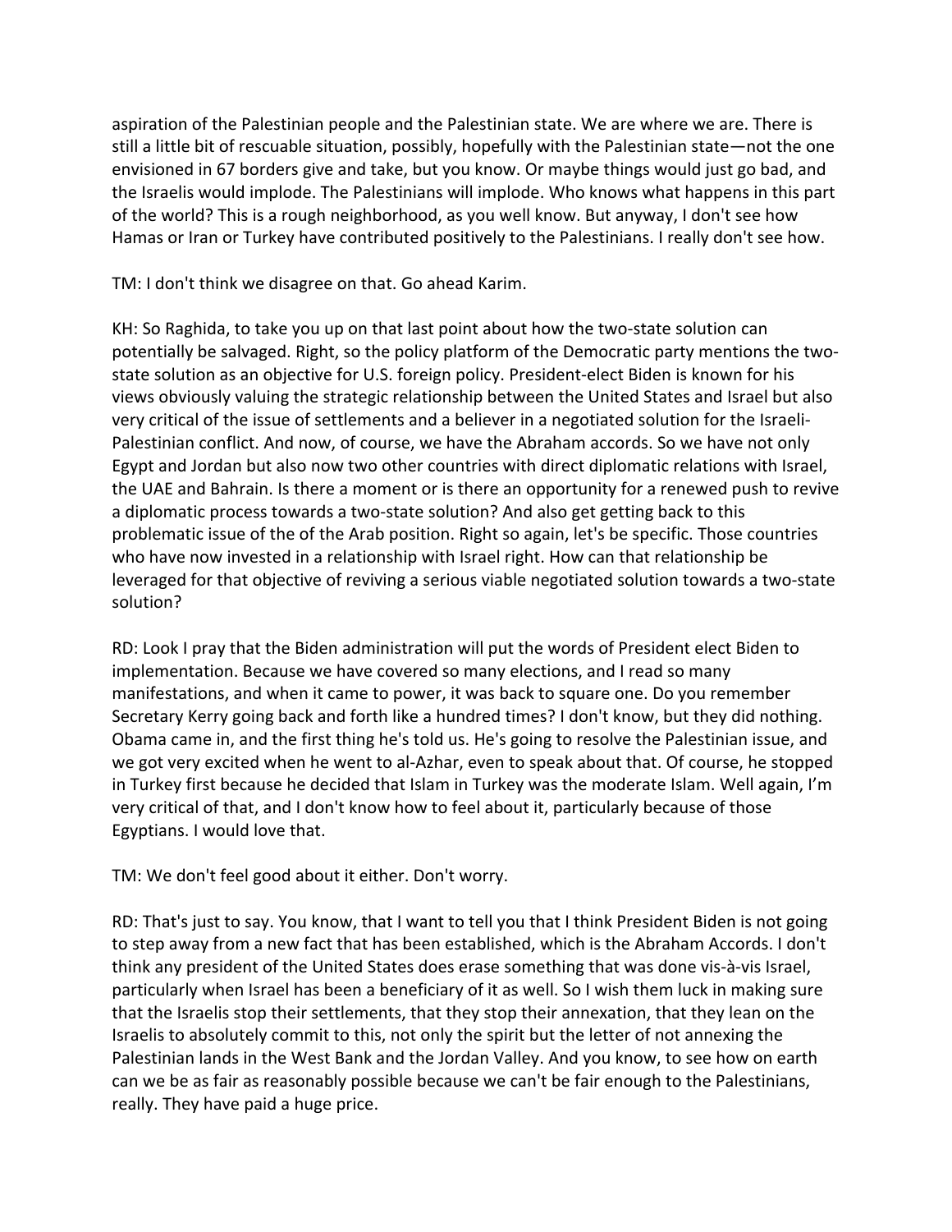aspiration of the Palestinian people and the Palestinian state. We are where we are. There is still a little bit of rescuable situation, possibly, hopefully with the Palestinian state—not the one envisioned in 67 borders give and take, but you know. Or maybe things would just go bad, and the Israelis would implode. The Palestinians will implode. Who knows what happens in this part of the world? This is a rough neighborhood, as you well know. But anyway, I don't see how Hamas or Iran or Turkey have contributed positively to the Palestinians. I really don't see how.

TM: I don't think we disagree on that. Go ahead Karim.

KH: So Raghida, to take you up on that last point about how the two-state solution can potentially be salvaged. Right, so the policy platform of the Democratic party mentions the two-state solution as an objective for U.S. foreign policy. President-elect Biden is known for his views obviously valuing the strategic relationship between the United States and Israel but also very critical of the issue of settlements and a believer in a negotiated solution for the Israeli-Palestinian conflict. And now, of course, we have the Abraham accords. So we have not only Egypt and Jordan but also now two other countries with direct diplomatic relations with Israel, the UAE and Bahrain. Is there a moment or is there an opportunity for a renewed push to revive a diplomatic process towards a two-state solution? And also get getting back to this problematic issue of the of the Arab position. Right so again, let's be specific. Those countries who have now invested in a relationship with Israel right. How can that relationship be leveraged for that objective of reviving a serious viable negotiated solution towards a two-state solution?

RD: Look I pray that the Biden administration will put the words of President elect Biden to implementation. Because we have covered so many elections, and I read so many manifestations, and when it came to power, it was back to square one. Do you remember Secretary Kerry going back and forth like a hundred times? I don't know, but they did nothing. Obama came in, and the first thing he's told us. He's going to resolve the Palestinian issue, and we got very excited when he went to al-Azhar, even to speak about that. Of course, he stopped in Turkey first because he decided that Islam in Turkey was the moderate Islam. Well again, I'm very critical of that, and I don't know how to feel about it, particularly because of those Egyptians. I would love that.

TM: We don't feel good about it either. Don't worry.

RD: That's just to say. You know, that I want to tell you that I think President Biden is not going to step away from a new fact that has been established, which is the Abraham Accords. I don't think any president of the United States does erase something that was done vis-à-vis Israel, particularly when Israel has been a beneficiary of it as well. So I wish them luck in making sure that the Israelis stop their settlements, that they stop their annexation, that they lean on the Israelis to absolutely commit to this, not only the spirit but the letter of not annexing the Palestinian lands in the West Bank and the Jordan Valley. And you know, to see how on earth can we be as fair as reasonably possible because we can't be fair enough to the Palestinians, really. They have paid a huge price.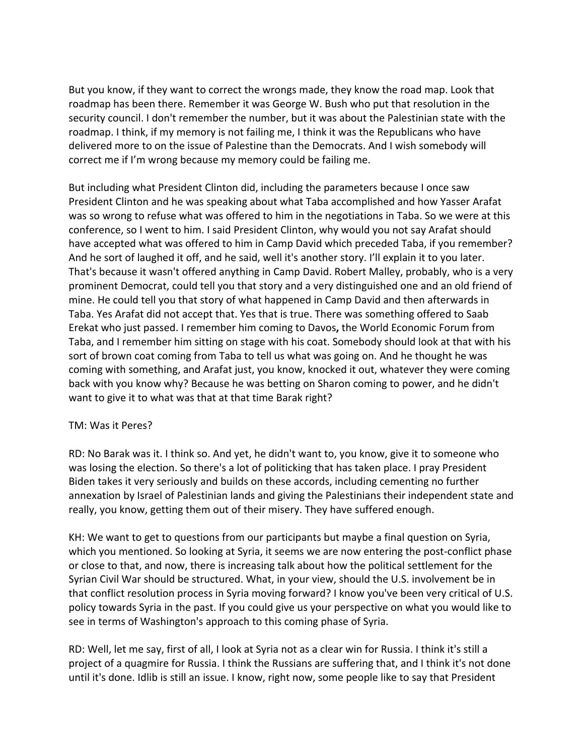But you know, if they want to correct the wrongs made, they know the road map. Look that roadmap has been there. Remember it was George W. Bush who put that resolution in the security council. I don't remember the number, but it was about the Palestinian state with the roadmap. I think, if my memory is not failing me, I think it was the Republicans who have delivered more to on the issue of Palestine than the Democrats. And I wish somebody will correct me if I'm wrong because my memory could be failing me.

But including what President Clinton did, including the parameters because I once saw President Clinton and he was speaking about what Taba accomplished and how Yasser Arafat was so wrong to refuse what was offered to him in the negotiations in Taba. So we were at this conference, so I went to him. I said President Clinton, why would you not say Arafat should have accepted what was offered to him in Camp David which preceded Taba, if you remember? And he sort of laughed it off, and he said, well it's another story. I'll explain it to you later. That's because it wasn't offered anything in Camp David. Robert Malley, probably, who is a very prominent Democrat, could tell you that story and a very distinguished one and an old friend of mine. He could tell you that story of what happened in Camp David and then afterwards in Taba. Yes Arafat did not accept that. Yes that is true. There was something offered to Saab Erekat who just passed. I remember him coming to Davos**,** the World Economic Forum from Taba, and I remember him sitting on stage with his coat. Somebody should look at that with his sort of brown coat coming from Taba to tell us what was going on. And he thought he was coming with something, and Arafat just, you know, knocked it out, whatever they were coming back with you know why? Because he was betting on Sharon coming to power, and he didn't want to give it to what was that at that time Barak right?

TM: Was it Peres?

RD: No Barak was it. I think so. And yet, he didn't want to, you know, give it to someone who was losing the election. So there's a lot of politicking that has taken place. I pray President Biden takes it very seriously and builds on these accords, including cementing no further annexation by Israel of Palestinian lands and giving the Palestinians their independent state and really, you know, getting them out of their misery. They have suffered enough.

KH: We want to get to questions from our participants but maybe a final question on Syria, which you mentioned. So looking at Syria, it seems we are now entering the post-conflict phase or close to that, and now, there is increasing talk about how the political settlement for the Syrian Civil War should be structured. What, in your view, should the U.S. involvement be in that conflict resolution process in Syria moving forward? I know you've been very critical of U.S. policy towards Syria in the past. If you could give us your perspective on what you would like to see in terms of Washington's approach to this coming phase of Syria.

RD: Well, let me say, first of all, I look at Syria not as a clear win for Russia. I think it's still a project of a quagmire for Russia. I think the Russians are suffering that, and I think it's not done until it's done. Idlib is still an issue. I know, right now, some people like to say that President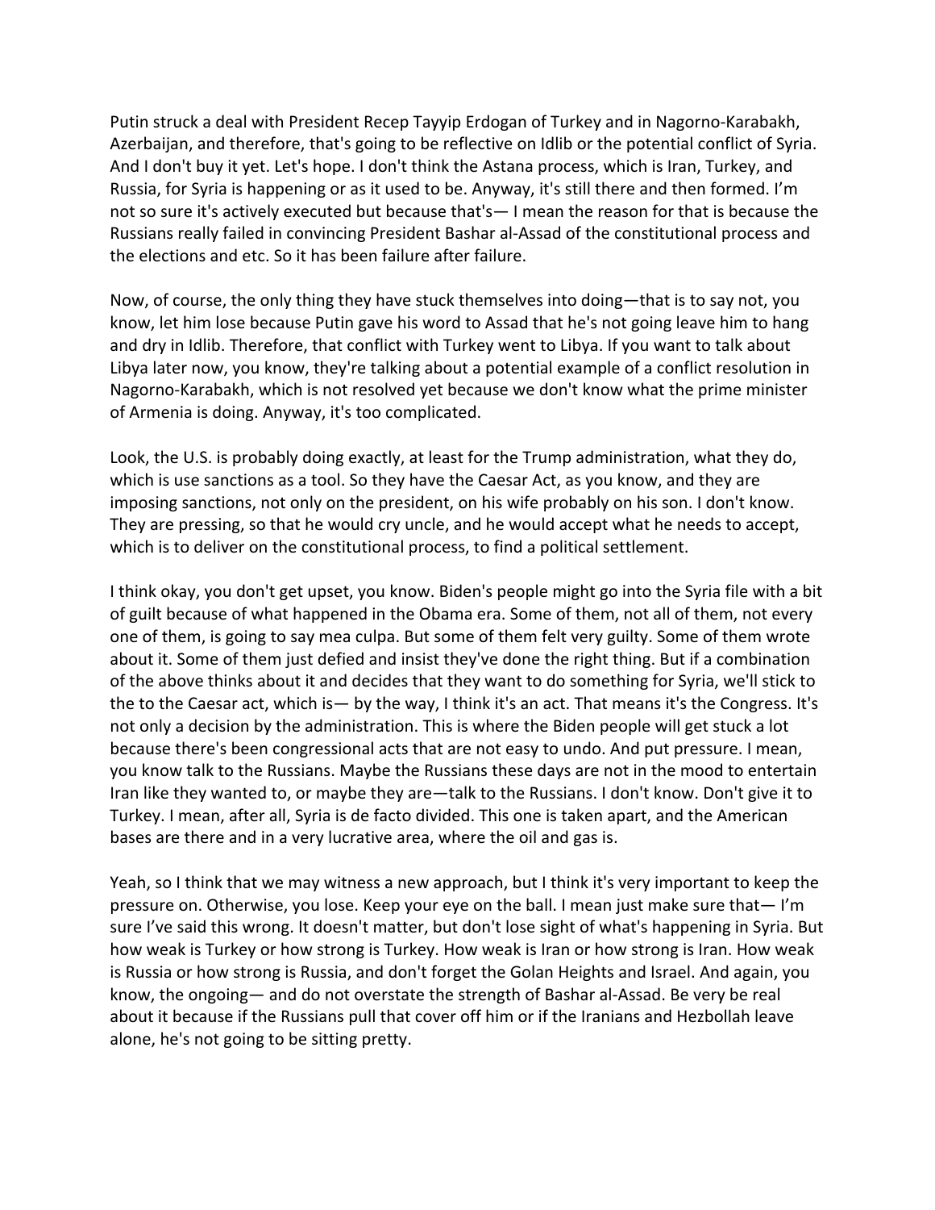Putin struck a deal with President Recep Tayyip Erdogan of Turkey and in Nagorno-Karabakh, Azerbaijan, and therefore, that's going to be reflective on Idlib or the potential conflict of Syria. And I don't buy it yet. Let's hope. I don't think the Astana process, which is Iran, Turkey, and Russia, for Syria is happening or as it used to be. Anyway, it's still there and then formed. I'm not so sure it's actively executed but because that's— I mean the reason for that is because the Russians really failed in convincing President Bashar al-Assad of the constitutional process and the elections and etc. So it has been failure after failure.

Now, of course, the only thing they have stuck themselves into doing—that is to say not, you know, let him lose because Putin gave his word to Assad that he's not going leave him to hang and dry in Idlib. Therefore, that conflict with Turkey went to Libya. If you want to talk about Libya later now, you know, they're talking about a potential example of a conflict resolution in Nagorno-Karabakh, which is not resolved yet because we don't know what the prime minister of Armenia is doing. Anyway, it's too complicated.

Look, the U.S. is probably doing exactly, at least for the Trump administration, what they do, which is use sanctions as a tool. So they have the Caesar Act, as you know, and they are imposing sanctions, not only on the president, on his wife probably on his son. I don't know. They are pressing, so that he would cry uncle, and he would accept what he needs to accept, which is to deliver on the constitutional process, to find a political settlement.

I think okay, you don't get upset, you know. Biden's people might go into the Syria file with a bit of guilt because of what happened in the Obama era. Some of them, not all of them, not every one of them, is going to say mea culpa. But some of them felt very guilty. Some of them wrote about it. Some of them just defied and insist they've done the right thing. But if a combination of the above thinks about it and decides that they want to do something for Syria, we'll stick to the to the Caesar act, which is— by the way, I think it's an act. That means it's the Congress. It's not only a decision by the administration. This is where the Biden people will get stuck a lot because there's been congressional acts that are not easy to undo. And put pressure. I mean, you know talk to the Russians. Maybe the Russians these days are not in the mood to entertain Iran like they wanted to, or maybe they are—talk to the Russians. I don't know. Don't give it to Turkey. I mean, after all, Syria is de facto divided. This one is taken apart, and the American bases are there and in a very lucrative area, where the oil and gas is.

Yeah, so I think that we may witness a new approach, but I think it's very important to keep the pressure on. Otherwise, you lose. Keep your eye on the ball. I mean just make sure that— I'm sure I've said this wrong. It doesn't matter, but don't lose sight of what's happening in Syria. But how weak is Turkey or how strong is Turkey. How weak is Iran or how strong is Iran. How weak is Russia or how strong is Russia, and don't forget the Golan Heights and Israel. And again, you know, the ongoing— and do not overstate the strength of Bashar al-Assad. Be very be real about it because if the Russians pull that cover off him or if the Iranians and Hezbollah leave alone, he's not going to be sitting pretty.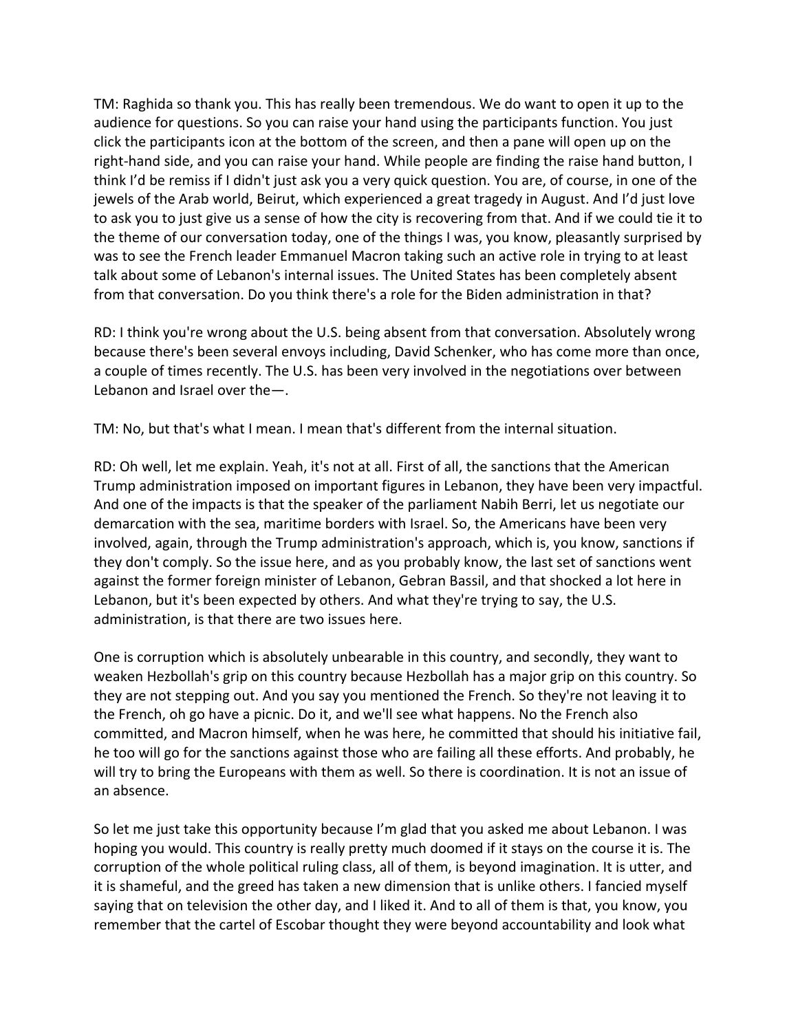TM: Raghida so thank you. This has really been tremendous. We do want to open it up to the audience for questions. So you can raise your hand using the participants function. You just click the participants icon at the bottom of the screen, and then a pane will open up on the right-hand side, and you can raise your hand. While people are finding the raise hand button, I think I'd be remiss if I didn't just ask you a very quick question. You are, of course, in one of the jewels of the Arab world, Beirut, which experienced a great tragedy in August. And I'd just love to ask you to just give us a sense of how the city is recovering from that. And if we could tie it to the theme of our conversation today, one of the things I was, you know, pleasantly surprised by was to see the French leader Emmanuel Macron taking such an active role in trying to at least talk about some of Lebanon's internal issues. The United States has been completely absent from that conversation. Do you think there's a role for the Biden administration in that?

RD: I think you're wrong about the U.S. being absent from that conversation. Absolutely wrong because there's been several envoys including, David Schenker, who has come more than once, a couple of times recently. The U.S. has been very involved in the negotiations over between Lebanon and Israel over the—.

TM: No, but that's what I mean. I mean that's different from the internal situation.

RD: Oh well, let me explain. Yeah, it's not at all. First of all, the sanctions that the American Trump administration imposed on important figures in Lebanon, they have been very impactful. And one of the impacts is that the speaker of the parliament Nabih Berri, let us negotiate our demarcation with the sea, maritime borders with Israel. So, the Americans have been very involved, again, through the Trump administration's approach, which is, you know, sanctions if they don't comply. So the issue here, and as you probably know, the last set of sanctions went against the former foreign minister of Lebanon, Gebran Bassil, and that shocked a lot here in Lebanon, but it's been expected by others. And what they're trying to say, the U.S. administration, is that there are two issues here.

One is corruption which is absolutely unbearable in this country, and secondly, they want to weaken Hezbollah's grip on this country because Hezbollah has a major grip on this country. So they are not stepping out. And you say you mentioned the French. So they're not leaving it to the French, oh go have a picnic. Do it, and we'll see what happens. No the French also committed, and Macron himself, when he was here, he committed that should his initiative fail, he too will go for the sanctions against those who are failing all these efforts. And probably, he will try to bring the Europeans with them as well. So there is coordination. It is not an issue of an absence.

So let me just take this opportunity because I'm glad that you asked me about Lebanon. I was hoping you would. This country is really pretty much doomed if it stays on the course it is. The corruption of the whole political ruling class, all of them, is beyond imagination. It is utter, and it is shameful, and the greed has taken a new dimension that is unlike others. I fancied myself saying that on television the other day, and I liked it. And to all of them is that, you know, you remember that the cartel of Escobar thought they were beyond accountability and look what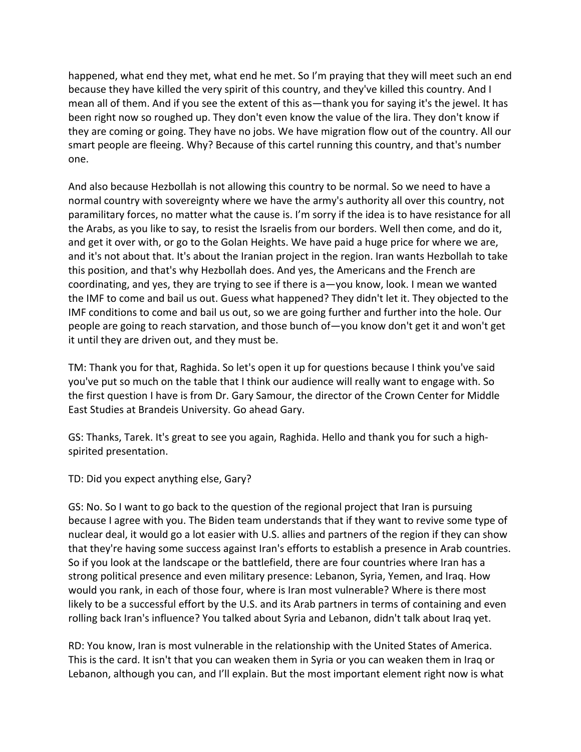happened, what end they met, what end he met. So I'm praying that they will meet such an end because they have killed the very spirit of this country, and they've killed this country. And I mean all of them. And if you see the extent of this as—thank you for saying it's the jewel. It has been right now so roughed up. They don't even know the value of the lira. They don't know if they are coming or going. They have no jobs. We have migration flow out of the country. All our smart people are fleeing. Why? Because of this cartel running this country, and that's number one.

And also because Hezbollah is not allowing this country to be normal. So we need to have a normal country with sovereignty where we have the army's authority all over this country, not paramilitary forces, no matter what the cause is. I'm sorry if the idea is to have resistance for all the Arabs, as you like to say, to resist the Israelis from our borders. Well then come, and do it, and get it over with, or go to the Golan Heights. We have paid a huge price for where we are, and it's not about that. It's about the Iranian project in the region. Iran wants Hezbollah to take this position, and that's why Hezbollah does. And yes, the Americans and the French are coordinating, and yes, they are trying to see if there is a—you know, look. I mean we wanted the IMF to come and bail us out. Guess what happened? They didn't let it. They objected to the IMF conditions to come and bail us out, so we are going further and further into the hole. Our people are going to reach starvation, and those bunch of—you know don't get it and won't get it until they are driven out, and they must be.

TM: Thank you for that, Raghida. So let's open it up for questions because I think you've said you've put so much on the table that I think our audience will really want to engage with. So the first question I have is from Dr. Gary Samour, the director of the Crown Center for Middle East Studies at Brandeis University. Go ahead Gary.

GS: Thanks, Tarek. It's great to see you again, Raghida. Hello and thank you for such a high-spirited presentation.

TD: Did you expect anything else, Gary?

GS: No. So I want to go back to the question of the regional project that Iran is pursuing because I agree with you. The Biden team understands that if they want to revive some type of nuclear deal, it would go a lot easier with U.S. allies and partners of the region if they can show that they're having some success against Iran's efforts to establish a presence in Arab countries. So if you look at the landscape or the battlefield, there are four countries where Iran has a strong political presence and even military presence: Lebanon, Syria, Yemen, and Iraq. How would you rank, in each of those four, where is Iran most vulnerable? Where is there most likely to be a successful effort by the U.S. and its Arab partners in terms of containing and even rolling back Iran's influence? You talked about Syria and Lebanon, didn't talk about Iraq yet.

RD: You know, Iran is most vulnerable in the relationship with the United States of America. This is the card. It isn't that you can weaken them in Syria or you can weaken them in Iraq or Lebanon, although you can, and I'll explain. But the most important element right now is what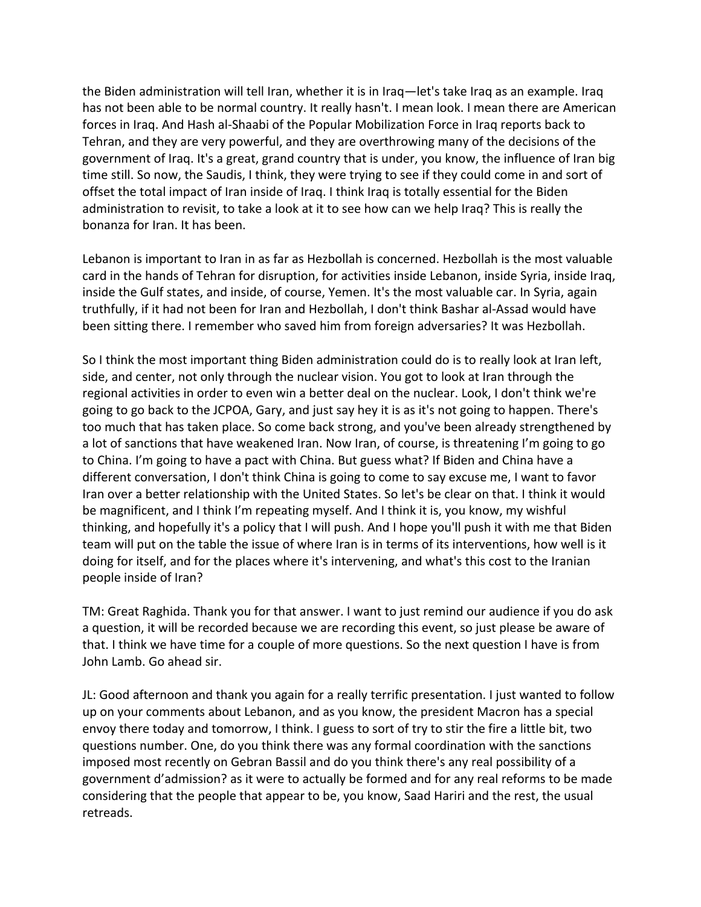the Biden administration will tell Iran, whether it is in Iraq—let's take Iraq as an example. Iraq has not been able to be normal country. It really hasn't. I mean look. I mean there are American forces in Iraq. And Hash al-Shaabi of the Popular Mobilization Force in Iraq reports back to Tehran, and they are very powerful, and they are overthrowing many of the decisions of the government of Iraq. It's a great, grand country that is under, you know, the influence of Iran big time still. So now, the Saudis, I think, they were trying to see if they could come in and sort of offset the total impact of Iran inside of Iraq. I think Iraq is totally essential for the Biden administration to revisit, to take a look at it to see how can we help Iraq? This is really the bonanza for Iran. It has been.

Lebanon is important to Iran in as far as Hezbollah is concerned. Hezbollah is the most valuable card in the hands of Tehran for disruption, for activities inside Lebanon, inside Syria, inside Iraq, inside the Gulf states, and inside, of course, Yemen. It's the most valuable car. In Syria, again truthfully, if it had not been for Iran and Hezbollah, I don't think Bashar al-Assad would have been sitting there. I remember who saved him from foreign adversaries? It was Hezbollah.

So I think the most important thing Biden administration could do is to really look at Iran left, side, and center, not only through the nuclear vision. You got to look at Iran through the regional activities in order to even win a better deal on the nuclear. Look, I don't think we're going to go back to the JCPOA, Gary, and just say hey it is as it's not going to happen. There's too much that has taken place. So come back strong, and you've been already strengthened by a lot of sanctions that have weakened Iran. Now Iran, of course, is threatening I'm going to go to China. I'm going to have a pact with China. But guess what? If Biden and China have a different conversation, I don't think China is going to come to say excuse me, I want to favor Iran over a better relationship with the United States. So let's be clear on that. I think it would be magnificent, and I think I'm repeating myself. And I think it is, you know, my wishful thinking, and hopefully it's a policy that I will push. And I hope you'll push it with me that Biden team will put on the table the issue of where Iran is in terms of its interventions, how well is it doing for itself, and for the places where it's intervening, and what's this cost to the Iranian people inside of Iran?

TM: Great Raghida. Thank you for that answer. I want to just remind our audience if you do ask a question, it will be recorded because we are recording this event, so just please be aware of that. I think we have time for a couple of more questions. So the next question I have is from John Lamb. Go ahead sir.

JL: Good afternoon and thank you again for a really terrific presentation. I just wanted to follow up on your comments about Lebanon, and as you know, the president Macron has a special envoy there today and tomorrow, I think. I guess to sort of try to stir the fire a little bit, two questions number. One, do you think there was any formal coordination with the sanctions imposed most recently on Gebran Bassil and do you think there's any real possibility of a government d'admission? as it were to actually be formed and for any real reforms to be made considering that the people that appear to be, you know, Saad Hariri and the rest, the usual retreads.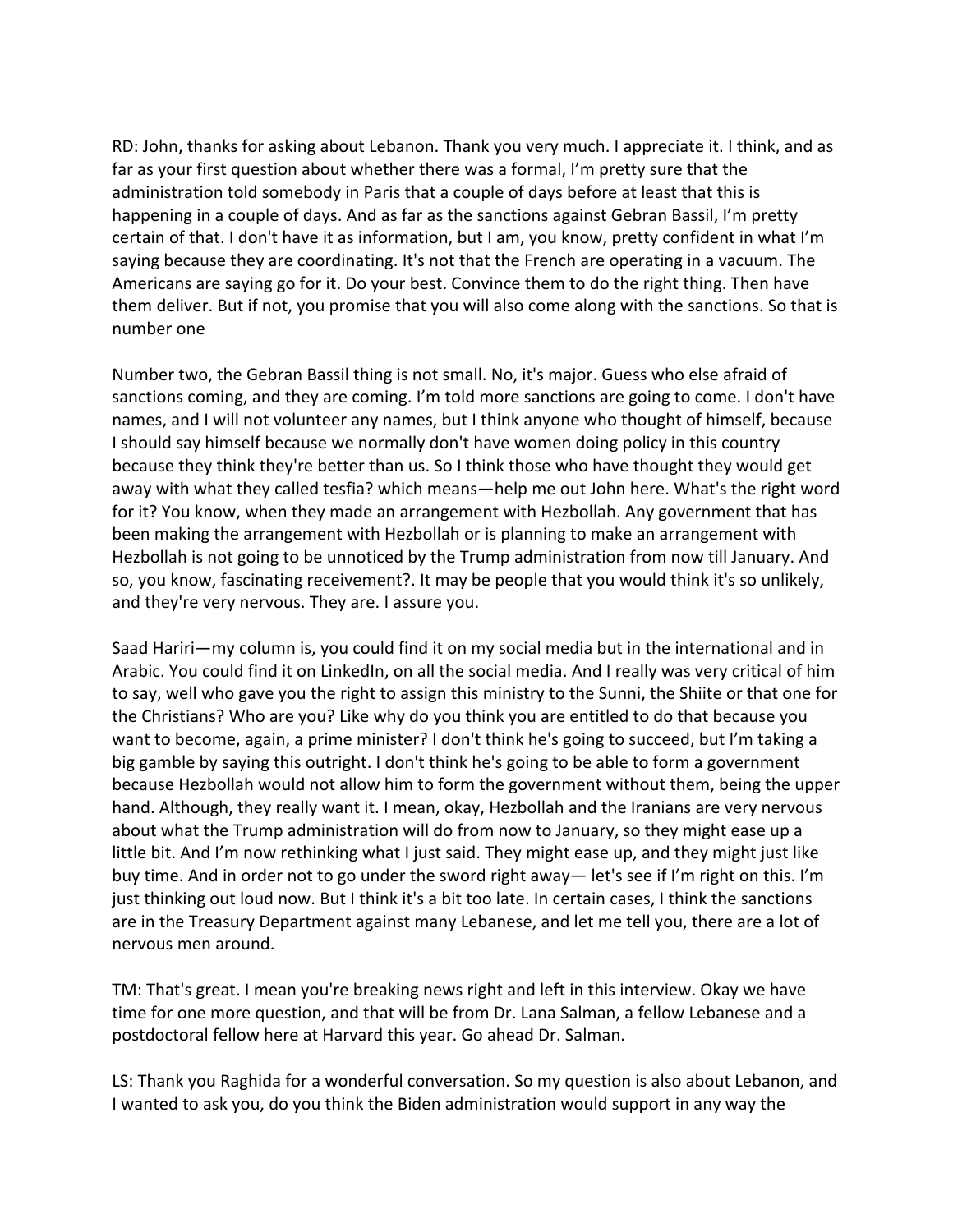RD: John, thanks for asking about Lebanon. Thank you very much. I appreciate it. I think, and as far as your first question about whether there was a formal, I'm pretty sure that the administration told somebody in Paris that a couple of days before at least that this is happening in a couple of days. And as far as the sanctions against Gebran Bassil, I'm pretty certain of that. I don't have it as information, but I am, you know, pretty confident in what I'm saying because they are coordinating. It's not that the French are operating in a vacuum. The Americans are saying go for it. Do your best. Convince them to do the right thing. Then have them deliver. But if not, you promise that you will also come along with the sanctions. So that is number one

Number two, the Gebran Bassil thing is not small. No, it's major. Guess who else afraid of sanctions coming, and they are coming. I'm told more sanctions are going to come. I don't have names, and I will not volunteer any names, but I think anyone who thought of himself, because I should say himself because we normally don't have women doing policy in this country because they think they're better than us. So I think those who have thought they would get away with what they called tesfia? which means—help me out John here. What's the right word for it? You know, when they made an arrangement with Hezbollah. Any government that has been making the arrangement with Hezbollah or is planning to make an arrangement with Hezbollah is not going to be unnoticed by the Trump administration from now till January. And so, you know, fascinating receivement?. It may be people that you would think it's so unlikely, and they're very nervous. They are. I assure you.

Saad Hariri—my column is, you could find it on my social media but in the international and in Arabic. You could find it on LinkedIn, on all the social media. And I really was very critical of him to say, well who gave you the right to assign this ministry to the Sunni, the Shiite or that one for the Christians? Who are you? Like why do you think you are entitled to do that because you want to become, again, a prime minister? I don't think he's going to succeed, but I'm taking a big gamble by saying this outright. I don't think he's going to be able to form a government because Hezbollah would not allow him to form the government without them, being the upper hand. Although, they really want it. I mean, okay, Hezbollah and the Iranians are very nervous about what the Trump administration will do from now to January, so they might ease up a little bit. And I'm now rethinking what I just said. They might ease up, and they might just like buy time. And in order not to go under the sword right away— let's see if I'm right on this. I'm just thinking out loud now. But I think it's a bit too late. In certain cases, I think the sanctions are in the Treasury Department against many Lebanese, and let me tell you, there are a lot of nervous men around.

TM: That's great. I mean you're breaking news right and left in this interview. Okay we have time for one more question, and that will be from Dr. Lana Salman, a fellow Lebanese and a postdoctoral fellow here at Harvard this year. Go ahead Dr. Salman.

LS: Thank you Raghida for a wonderful conversation. So my question is also about Lebanon, and I wanted to ask you, do you think the Biden administration would support in any way the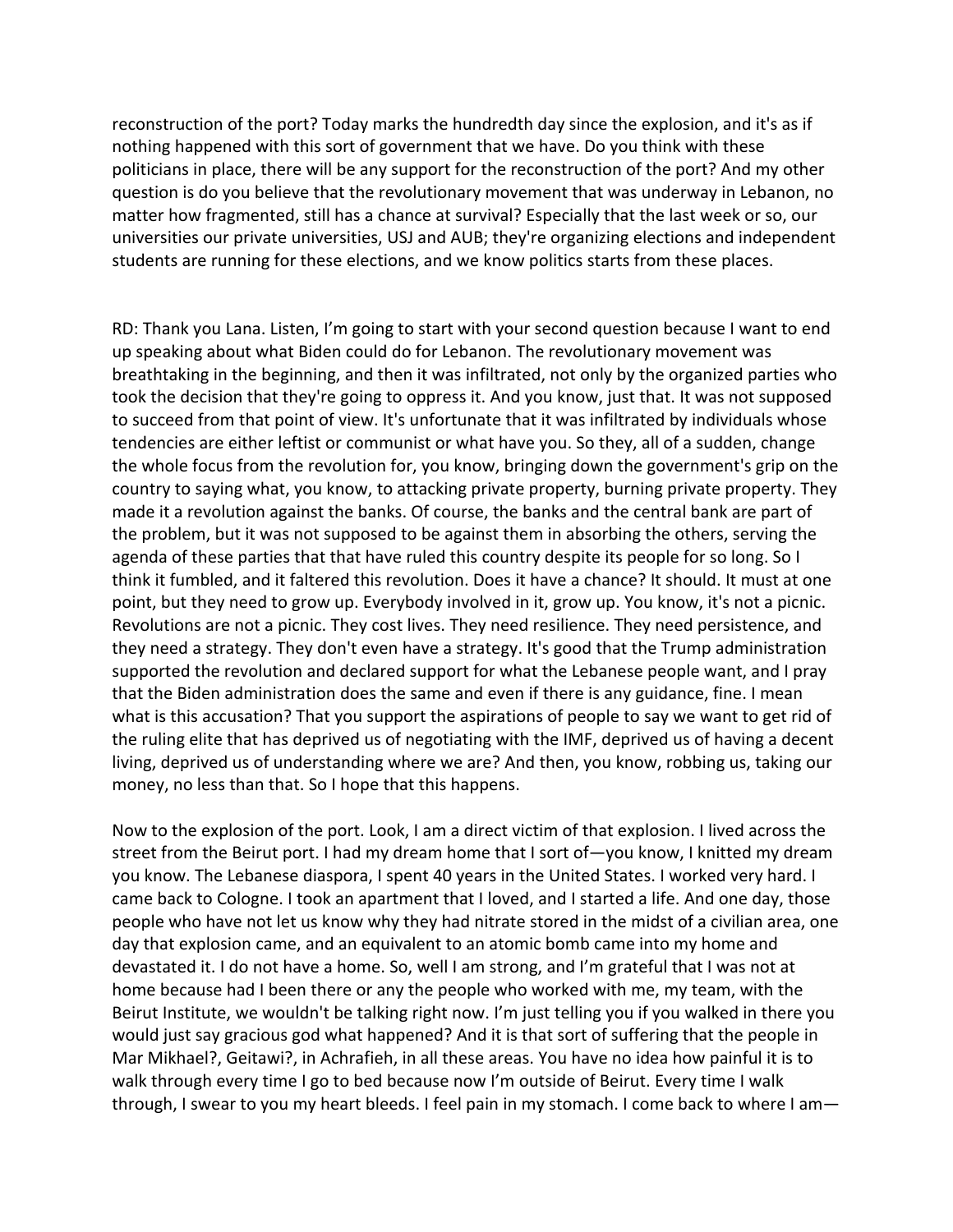reconstruction of the port? Today marks the hundredth day since the explosion, and it's as if nothing happened with this sort of government that we have. Do you think with these politicians in place, there will be any support for the reconstruction of the port? And my other question is do you believe that the revolutionary movement that was underway in Lebanon, no matter how fragmented, still has a chance at survival? Especially that the last week or so, our universities our private universities, USJ and AUB; they're organizing elections and independent students are running for these elections, and we know politics starts from these places.

RD: Thank you Lana. Listen, I'm going to start with your second question because I want to end up speaking about what Biden could do for Lebanon. The revolutionary movement was breathtaking in the beginning, and then it was infiltrated, not only by the organized parties who took the decision that they're going to oppress it. And you know, just that. It was not supposed to succeed from that point of view. It's unfortunate that it was infiltrated by individuals whose tendencies are either leftist or communist or what have you. So they, all of a sudden, change the whole focus from the revolution for, you know, bringing down the government's grip on the country to saying what, you know, to attacking private property, burning private property. They made it a revolution against the banks. Of course, the banks and the central bank are part of the problem, but it was not supposed to be against them in absorbing the others, serving the agenda of these parties that that have ruled this country despite its people for so long. So I think it fumbled, and it faltered this revolution. Does it have a chance? It should. It must at one point, but they need to grow up. Everybody involved in it, grow up. You know, it's not a picnic. Revolutions are not a picnic. They cost lives. They need resilience. They need persistence, and they need a strategy. They don't even have a strategy. It's good that the Trump administration supported the revolution and declared support for what the Lebanese people want, and I pray that the Biden administration does the same and even if there is any guidance, fine. I mean what is this accusation? That you support the aspirations of people to say we want to get rid of the ruling elite that has deprived us of negotiating with the IMF, deprived us of having a decent living, deprived us of understanding where we are? And then, you know, robbing us, taking our money, no less than that. So I hope that this happens.

Now to the explosion of the port. Look, I am a direct victim of that explosion. I lived across the street from the Beirut port. I had my dream home that I sort of—you know, I knitted my dream you know. The Lebanese diaspora, I spent 40 years in the United States. I worked very hard. I came back to Cologne. I took an apartment that I loved, and I started a life. And one day, those people who have not let us know why they had nitrate stored in the midst of a civilian area, one day that explosion came, and an equivalent to an atomic bomb came into my home and devastated it. I do not have a home. So, well I am strong, and I'm grateful that I was not at home because had I been there or any the people who worked with me, my team, with the Beirut Institute, we wouldn't be talking right now. I'm just telling you if you walked in there you would just say gracious god what happened? And it is that sort of suffering that the people in Mar Mikhael?, Geitawi?, in Achrafieh, in all these areas. You have no idea how painful it is to walk through every time I go to bed because now I'm outside of Beirut. Every time I walk through, I swear to you my heart bleeds. I feel pain in my stomach. I come back to where I am—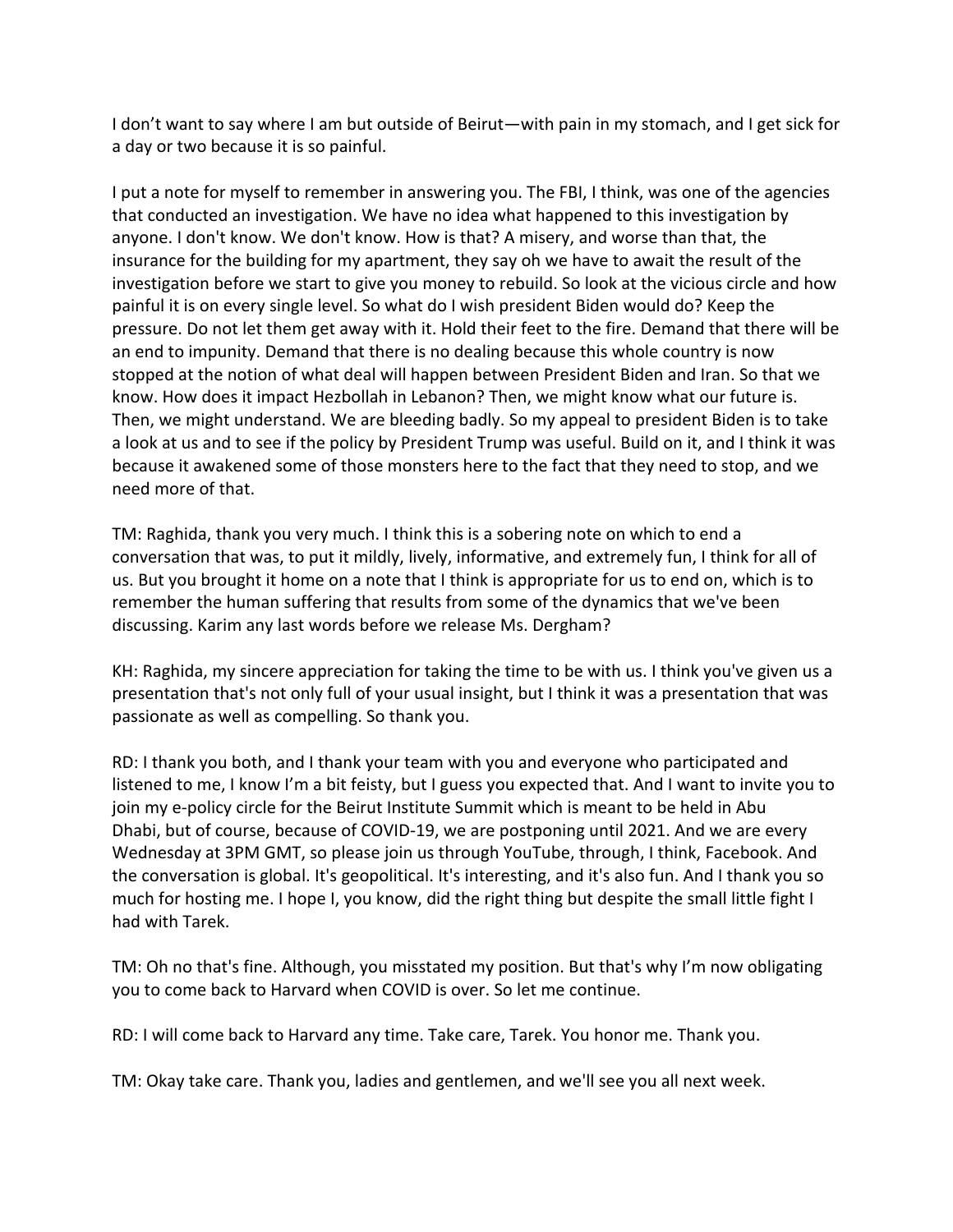I don't want to say where I am but outside of Beirut—with pain in my stomach, and I get sick for a day or two because it is so painful.

I put a note for myself to remember in answering you. The FBI, I think, was one of the agencies that conducted an investigation. We have no idea what happened to this investigation by anyone. I don't know. We don't know. How is that? A misery, and worse than that, the insurance for the building for my apartment, they say oh we have to await the result of the investigation before we start to give you money to rebuild. So look at the vicious circle and how painful it is on every single level. So what do I wish president Biden would do? Keep the pressure. Do not let them get away with it. Hold their feet to the fire. Demand that there will be an end to impunity. Demand that there is no dealing because this whole country is now stopped at the notion of what deal will happen between President Biden and Iran. So that we know. How does it impact Hezbollah in Lebanon? Then, we might know what our future is. Then, we might understand. We are bleeding badly. So my appeal to president Biden is to take a look at us and to see if the policy by President Trump was useful. Build on it, and I think it was because it awakened some of those monsters here to the fact that they need to stop, and we need more of that.

TM: Raghida, thank you very much. I think this is a sobering note on which to end a conversation that was, to put it mildly, lively, informative, and extremely fun, I think for all of us. But you brought it home on a note that I think is appropriate for us to end on, which is to remember the human suffering that results from some of the dynamics that we've been discussing. Karim any last words before we release Ms. Dergham?

KH: Raghida, my sincere appreciation for taking the time to be with us. I think you've given us a presentation that's not only full of your usual insight, but I think it was a presentation that was passionate as well as compelling. So thank you.

RD: I thank you both, and I thank your team with you and everyone who participated and listened to me, I know I'm a bit feisty, but I guess you expected that. And I want to invite you to join my e-policy circle for the Beirut Institute Summit which is meant to be held in Abu Dhabi, but of course, because of COVID-19, we are postponing until 2021. And we are every Wednesday at 3PM GMT, so please join us through YouTube, through, I think, Facebook. And the conversation is global. It's geopolitical. It's interesting, and it's also fun. And I thank you so much for hosting me. I hope I, you know, did the right thing but despite the small little fight I had with Tarek.

TM: Oh no that's fine. Although, you misstated my position. But that's why I'm now obligating you to come back to Harvard when COVID is over. So let me continue.

RD: I will come back to Harvard any time. Take care, Tarek. You honor me. Thank you.

TM: Okay take care. Thank you, ladies and gentlemen, and we'll see you all next week.